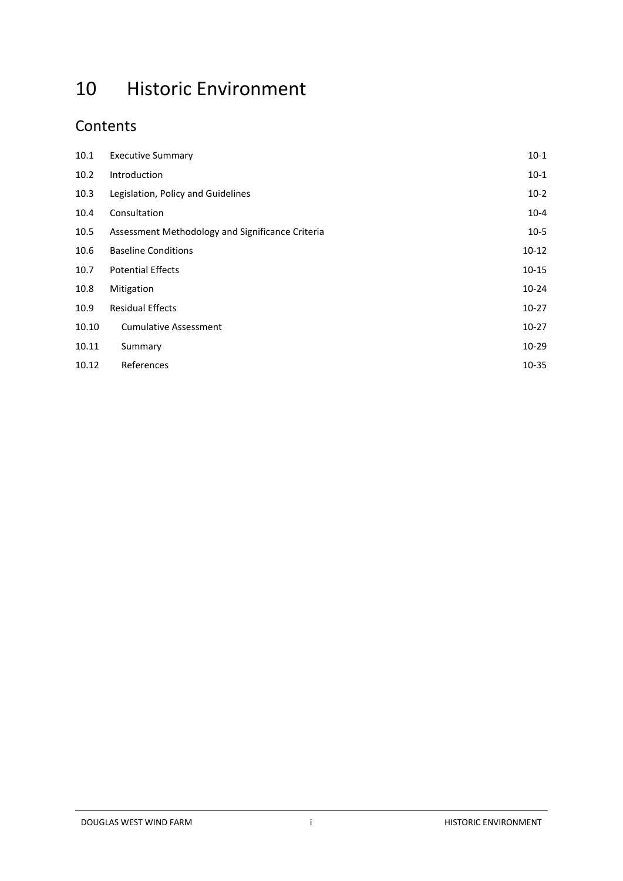# 10 Historic Environment

## Contents

| | | |
|---|---|---|
| 10.1 | Executive Summary | 10-1 |
| 10.2 | Introduction | 10-1 |
| 10.3 | Legislation, Policy and Guidelines | 10-2 |
| 10.4 | Consultation | 10-4 |
| 10.5 | Assessment Methodology and Significance Criteria | 10-5 |
| 10.6 | Baseline Conditions | 10-12 |
| 10.7 | Potential Effects | 10-15 |
| 10.8 | Mitigation | 10-24 |
| 10.9 | Residual Effects | 10-27 |
| 10.10 | Cumulative Assessment | 10-27 |
| 10.11 | Summary | 10-29 |
| 10.12 | References | 10-35 |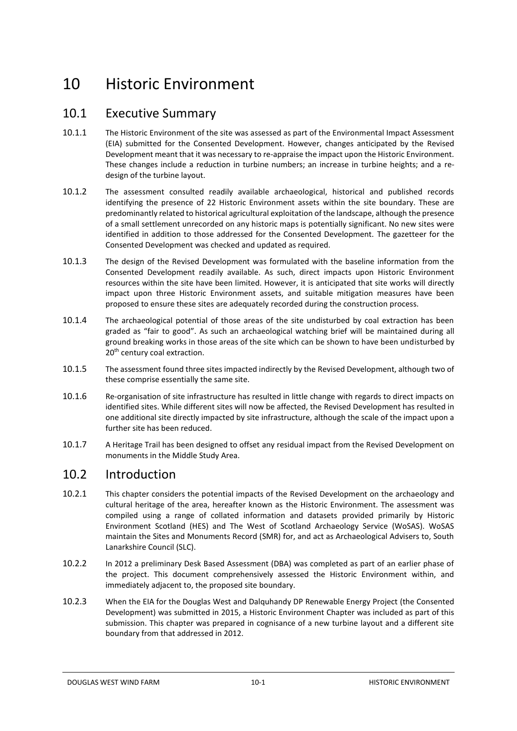# 10 Historic Environment

## 10.1 Executive Summary

10.1.1 The Historic Environment of the site was assessed as part of the Environmental Impact Assessment (EIA) submitted for the Consented Development. However, changes anticipated by the Revised Development meant that it was necessary to re-appraise the impact upon the Historic Environment. These changes include a reduction in turbine numbers; an increase in turbine heights; and a re-design of the turbine layout.

10.1.2 The assessment consulted readily available archaeological, historical and published records identifying the presence of 22 Historic Environment assets within the site boundary. These are predominantly related to historical agricultural exploitation of the landscape, although the presence of a small settlement unrecorded on any historic maps is potentially significant. No new sites were identified in addition to those addressed for the Consented Development. The gazetteer for the Consented Development was checked and updated as required.

10.1.3 The design of the Revised Development was formulated with the baseline information from the Consented Development readily available. As such, direct impacts upon Historic Environment resources within the site have been limited. However, it is anticipated that site works will directly impact upon three Historic Environment assets, and suitable mitigation measures have been proposed to ensure these sites are adequately recorded during the construction process.

10.1.4 The archaeological potential of those areas of the site undisturbed by coal extraction has been graded as "fair to good". As such an archaeological watching brief will be maintained during all ground breaking works in those areas of the site which can be shown to have been undisturbed by 20th century coal extraction.

10.1.5 The assessment found three sites impacted indirectly by the Revised Development, although two of these comprise essentially the same site.

10.1.6 Re-organisation of site infrastructure has resulted in little change with regards to direct impacts on identified sites. While different sites will now be affected, the Revised Development has resulted in one additional site directly impacted by site infrastructure, although the scale of the impact upon a further site has been reduced.

10.1.7 A Heritage Trail has been designed to offset any residual impact from the Revised Development on monuments in the Middle Study Area.

## 10.2 Introduction

10.2.1 This chapter considers the potential impacts of the Revised Development on the archaeology and cultural heritage of the area, hereafter known as the Historic Environment. The assessment was compiled using a range of collated information and datasets provided primarily by Historic Environment Scotland (HES) and The West of Scotland Archaeology Service (WoSAS). WoSAS maintain the Sites and Monuments Record (SMR) for, and act as Archaeological Advisers to, South Lanarkshire Council (SLC).

10.2.2 In 2012 a preliminary Desk Based Assessment (DBA) was completed as part of an earlier phase of the project. This document comprehensively assessed the Historic Environment within, and immediately adjacent to, the proposed site boundary.

10.2.3 When the EIA for the Douglas West and Dalquhandy DP Renewable Energy Project (the Consented Development) was submitted in 2015, a Historic Environment Chapter was included as part of this submission. This chapter was prepared in cognisance of a new turbine layout and a different site boundary from that addressed in 2012.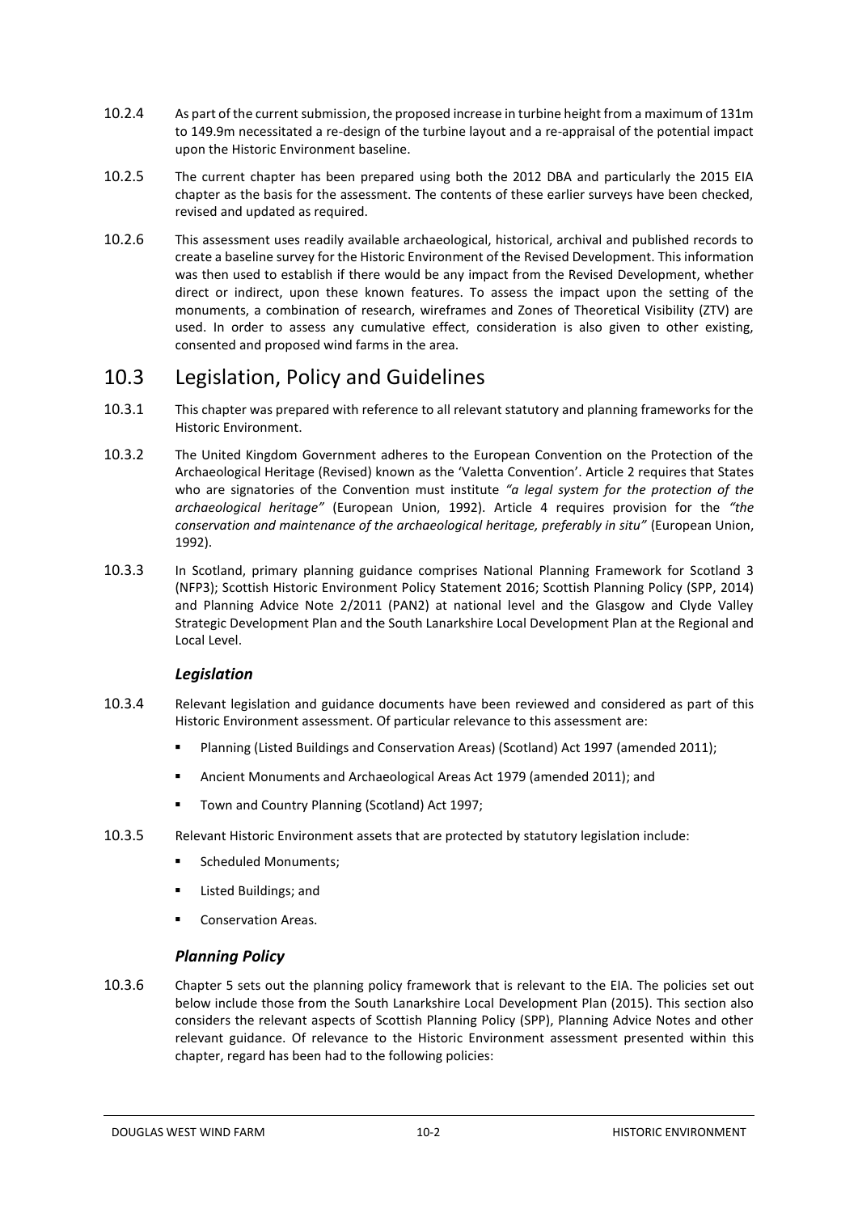10.2.4 As part of the current submission, the proposed increase in turbine height from a maximum of 131m to 149.9m necessitated a re-design of the turbine layout and a re-appraisal of the potential impact upon the Historic Environment baseline.

10.2.5 The current chapter has been prepared using both the 2012 DBA and particularly the 2015 EIA chapter as the basis for the assessment. The contents of these earlier surveys have been checked, revised and updated as required.

10.2.6 This assessment uses readily available archaeological, historical, archival and published records to create a baseline survey for the Historic Environment of the Revised Development. This information was then used to establish if there would be any impact from the Revised Development, whether direct or indirect, upon these known features. To assess the impact upon the setting of the monuments, a combination of research, wireframes and Zones of Theoretical Visibility (ZTV) are used. In order to assess any cumulative effect, consideration is also given to other existing, consented and proposed wind farms in the area.

## 10.3 Legislation, Policy and Guidelines

10.3.1 This chapter was prepared with reference to all relevant statutory and planning frameworks for the Historic Environment.

10.3.2 The United Kingdom Government adheres to the European Convention on the Protection of the Archaeological Heritage (Revised) known as the 'Valetta Convention'. Article 2 requires that States who are signatories of the Convention must institute *"a legal system for the protection of the archaeological heritage"* (European Union, 1992). Article 4 requires provision for the *"the conservation and maintenance of the archaeological heritage, preferably in situ"* (European Union, 1992).

10.3.3 In Scotland, primary planning guidance comprises National Planning Framework for Scotland 3 (NFP3); Scottish Historic Environment Policy Statement 2016; Scottish Planning Policy (SPP, 2014) and Planning Advice Note 2/2011 (PAN2) at national level and the Glasgow and Clyde Valley Strategic Development Plan and the South Lanarkshire Local Development Plan at the Regional and Local Level.

### *Legislation*

10.3.4 Relevant legislation and guidance documents have been reviewed and considered as part of this Historic Environment assessment. Of particular relevance to this assessment are:

- Planning (Listed Buildings and Conservation Areas) (Scotland) Act 1997 (amended 2011);
- Ancient Monuments and Archaeological Areas Act 1979 (amended 2011); and
- Town and Country Planning (Scotland) Act 1997;

10.3.5 Relevant Historic Environment assets that are protected by statutory legislation include:

- Scheduled Monuments;
- Listed Buildings; and
- Conservation Areas.

### *Planning Policy*

10.3.6 Chapter 5 sets out the planning policy framework that is relevant to the EIA. The policies set out below include those from the South Lanarkshire Local Development Plan (2015). This section also considers the relevant aspects of Scottish Planning Policy (SPP), Planning Advice Notes and other relevant guidance. Of relevance to the Historic Environment assessment presented within this chapter, regard has been had to the following policies: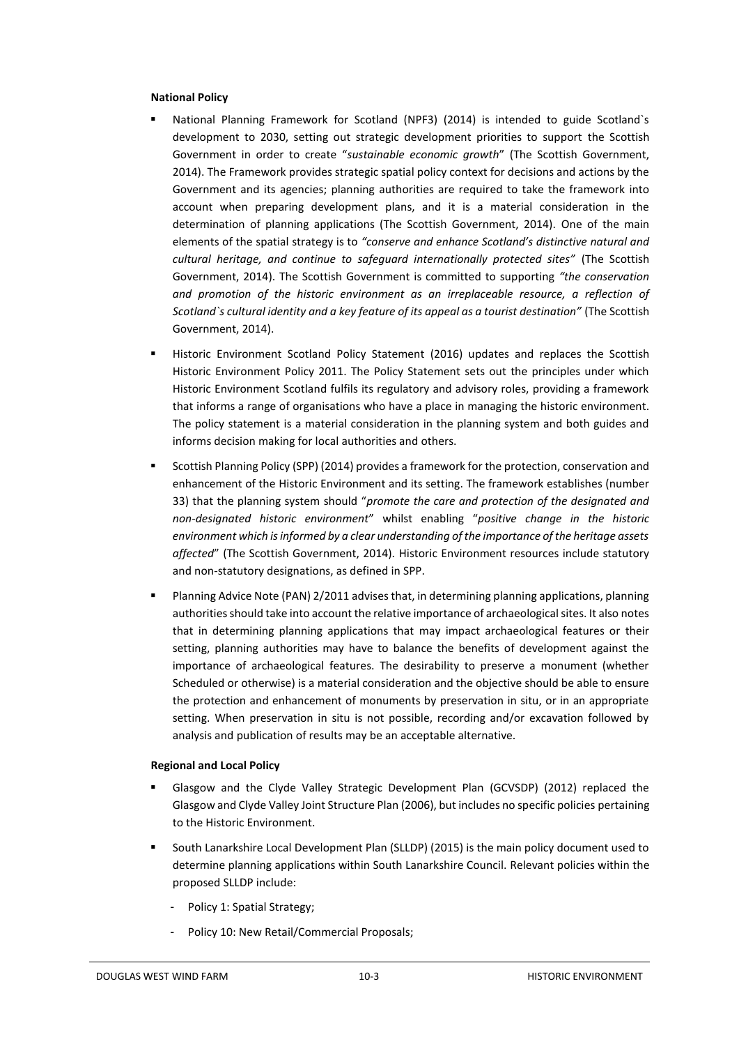**National Policy**

- National Planning Framework for Scotland (NPF3) (2014) is intended to guide Scotland`s development to 2030, setting out strategic development priorities to support the Scottish Government in order to create "*sustainable economic growth*" (The Scottish Government, 2014). The Framework provides strategic spatial policy context for decisions and actions by the Government and its agencies; planning authorities are required to take the framework into account when preparing development plans, and it is a material consideration in the determination of planning applications (The Scottish Government, 2014). One of the main elements of the spatial strategy is to *"conserve and enhance Scotland's distinctive natural and cultural heritage, and continue to safeguard internationally protected sites"* (The Scottish Government, 2014). The Scottish Government is committed to supporting *"the conservation and promotion of the historic environment as an irreplaceable resource, a reflection of Scotland`s cultural identity and a key feature of its appeal as a tourist destination"* (The Scottish Government, 2014).
- Historic Environment Scotland Policy Statement (2016) updates and replaces the Scottish Historic Environment Policy 2011. The Policy Statement sets out the principles under which Historic Environment Scotland fulfils its regulatory and advisory roles, providing a framework that informs a range of organisations who have a place in managing the historic environment. The policy statement is a material consideration in the planning system and both guides and informs decision making for local authorities and others.
- Scottish Planning Policy (SPP) (2014) provides a framework for the protection, conservation and enhancement of the Historic Environment and its setting. The framework establishes (number 33) that the planning system should "*promote the care and protection of the designated and non-designated historic environment*" whilst enabling "*positive change in the historic environment which is informed by a clear understanding of the importance of the heritage assets affected*" (The Scottish Government, 2014). Historic Environment resources include statutory and non-statutory designations, as defined in SPP.
- Planning Advice Note (PAN) 2/2011 advises that, in determining planning applications, planning authorities should take into account the relative importance of archaeological sites. It also notes that in determining planning applications that may impact archaeological features or their setting, planning authorities may have to balance the benefits of development against the importance of archaeological features. The desirability to preserve a monument (whether Scheduled or otherwise) is a material consideration and the objective should be able to ensure the protection and enhancement of monuments by preservation in situ, or in an appropriate setting. When preservation in situ is not possible, recording and/or excavation followed by analysis and publication of results may be an acceptable alternative.

**Regional and Local Policy**

- Glasgow and the Clyde Valley Strategic Development Plan (GCVSDP) (2012) replaced the Glasgow and Clyde Valley Joint Structure Plan (2006), but includes no specific policies pertaining to the Historic Environment.
- South Lanarkshire Local Development Plan (SLLDP) (2015) is the main policy document used to determine planning applications within South Lanarkshire Council. Relevant policies within the proposed SLLDP include:
  - Policy 1: Spatial Strategy;
  - Policy 10: New Retail/Commercial Proposals;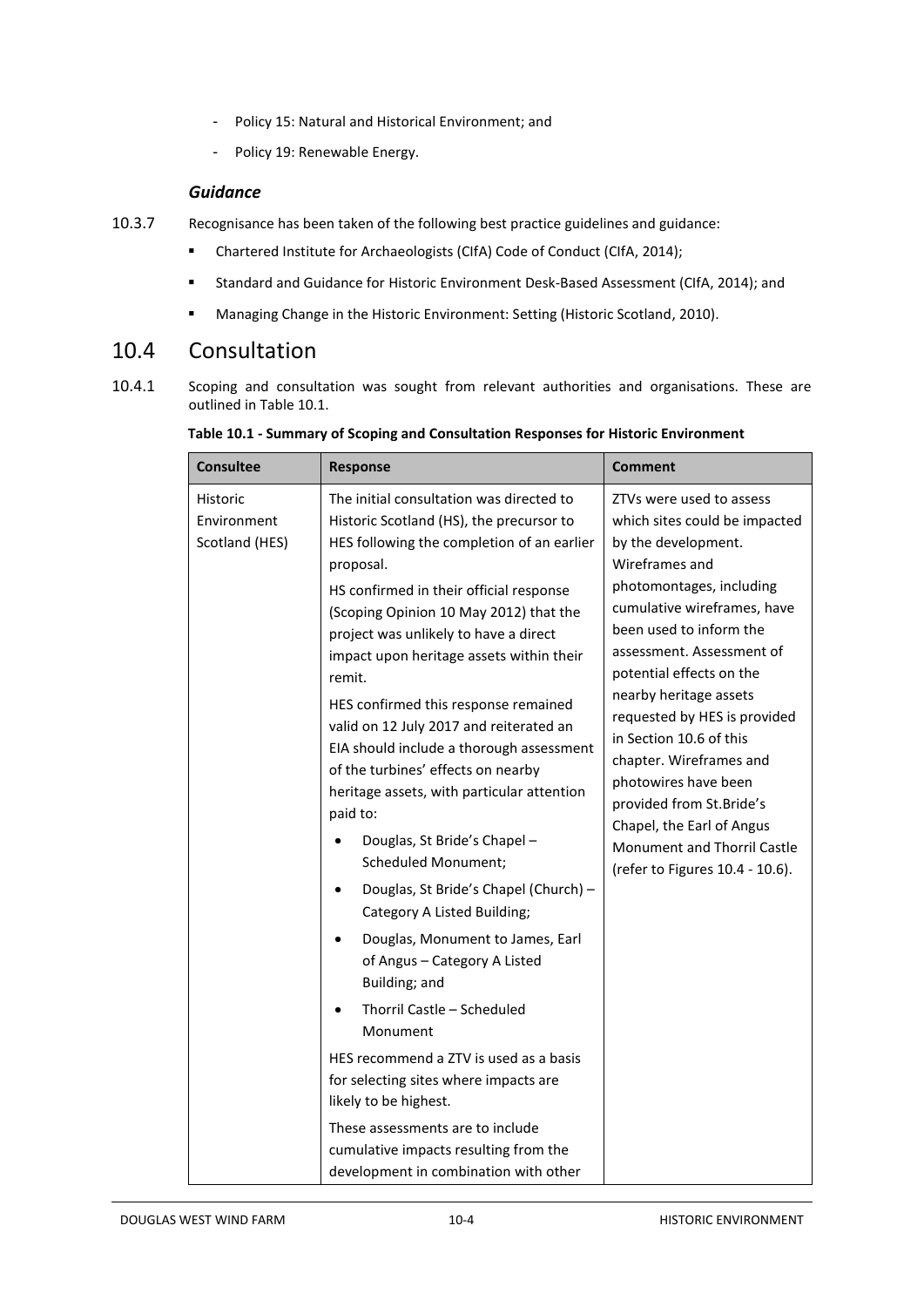- Policy 15: Natural and Historical Environment; and
- Policy 19: Renewable Energy.

### *Guidance*

10.3.7 Recognisance has been taken of the following best practice guidelines and guidance:

- Chartered Institute for Archaeologists (CIfA) Code of Conduct (CIfA, 2014);
- Standard and Guidance for Historic Environment Desk-Based Assessment (CIfA, 2014); and
- Managing Change in the Historic Environment: Setting (Historic Scotland, 2010).

## 10.4 Consultation

10.4.1 Scoping and consultation was sought from relevant authorities and organisations. These are outlined in Table 10.1.

**Table 10.1 - Summary of Scoping and Consultation Responses for Historic Environment**

| Consultee | Response | Comment |
|---|---|---|
| Historic Environment Scotland (HES) | The initial consultation was directed to Historic Scotland (HS), the precursor to HES following the completion of an earlier proposal.<br><br>HS confirmed in their official response (Scoping Opinion 10 May 2012) that the project was unlikely to have a direct impact upon heritage assets within their remit.<br><br>HES confirmed this response remained valid on 12 July 2017 and reiterated an EIA should include a thorough assessment of the turbines' effects on nearby heritage assets, with particular attention paid to:<br>• Douglas, St Bride's Chapel – Scheduled Monument;<br>• Douglas, St Bride's Chapel (Church) – Category A Listed Building;<br>• Douglas, Monument to James, Earl of Angus – Category A Listed Building; and<br>• Thorril Castle – Scheduled Monument<br><br>HES recommend a ZTV is used as a basis for selecting sites where impacts are likely to be highest.<br><br>These assessments are to include cumulative impacts resulting from the development in combination with other | ZTVs were used to assess which sites could be impacted by the development. Wireframes and photomontages, including cumulative wireframes, have been used to inform the assessment. Assessment of potential effects on the nearby heritage assets requested by HES is provided in Section 10.6 of this chapter. Wireframes and photowires have been provided from St.Bride's Chapel, the Earl of Angus Monument and Thorril Castle (refer to Figures 10.4 - 10.6). |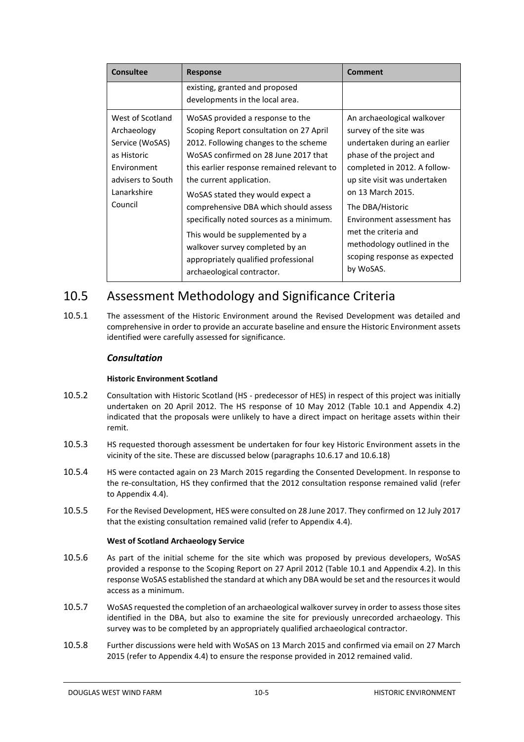| Consultee | Response | Comment |
| --- | --- | --- |
| | existing, granted and proposed developments in the local area. | |
| West of Scotland Archaeology Service (WoSAS) as Historic Environment advisers to South Lanarkshire Council | WoSAS provided a response to the Scoping Report consultation on 27 April 2012. Following changes to the scheme WoSAS confirmed on 28 June 2017 that this earlier response remained relevant to the current application.<br><br>WoSAS stated they would expect a comprehensive DBA which should assess specifically noted sources as a minimum.<br><br>This would be supplemented by a walkover survey completed by an appropriately qualified professional archaeological contractor. | An archaeological walkover survey of the site was undertaken during an earlier phase of the project and completed in 2012. A follow-up site visit was undertaken on 13 March 2015.<br><br>The DBA/Historic Environment assessment has met the criteria and methodology outlined in the scoping response as expected by WoSAS. |

## 10.5 Assessment Methodology and Significance Criteria

10.5.1 The assessment of the Historic Environment around the Revised Development was detailed and comprehensive in order to provide an accurate baseline and ensure the Historic Environment assets identified were carefully assessed for significance.

### *Consultation*

#### **Historic Environment Scotland**

10.5.2 Consultation with Historic Scotland (HS - predecessor of HES) in respect of this project was initially undertaken on 20 April 2012. The HS response of 10 May 2012 (Table 10.1 and Appendix 4.2) indicated that the proposals were unlikely to have a direct impact on heritage assets within their remit.

10.5.3 HS requested thorough assessment be undertaken for four key Historic Environment assets in the vicinity of the site. These are discussed below (paragraphs 10.6.17 and 10.6.18)

10.5.4 HS were contacted again on 23 March 2015 regarding the Consented Development. In response to the re-consultation, HS they confirmed that the 2012 consultation response remained valid (refer to Appendix 4.4).

10.5.5 For the Revised Development, HES were consulted on 28 June 2017. They confirmed on 12 July 2017 that the existing consultation remained valid (refer to Appendix 4.4).

#### **West of Scotland Archaeology Service**

10.5.6 As part of the initial scheme for the site which was proposed by previous developers, WoSAS provided a response to the Scoping Report on 27 April 2012 (Table 10.1 and Appendix 4.2). In this response WoSAS established the standard at which any DBA would be set and the resources it would access as a minimum.

10.5.7 WoSAS requested the completion of an archaeological walkover survey in order to assess those sites identified in the DBA, but also to examine the site for previously unrecorded archaeology. This survey was to be completed by an appropriately qualified archaeological contractor.

10.5.8 Further discussions were held with WoSAS on 13 March 2015 and confirmed via email on 27 March 2015 (refer to Appendix 4.4) to ensure the response provided in 2012 remained valid.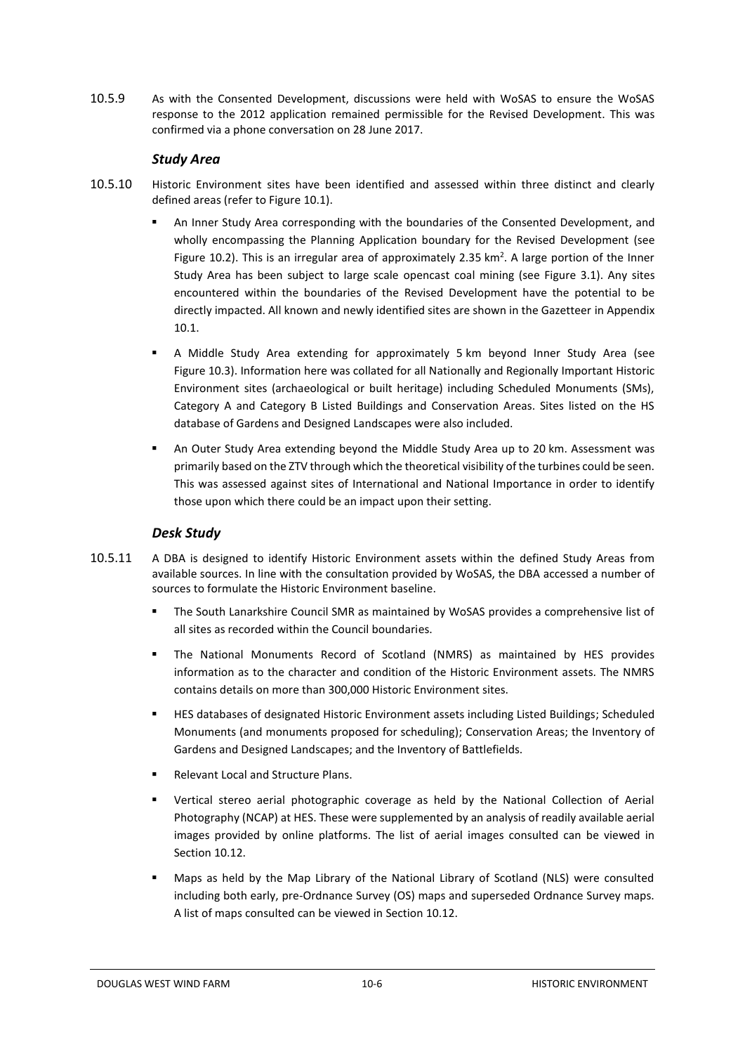10.5.9 As with the Consented Development, discussions were held with WoSAS to ensure the WoSAS response to the 2012 application remained permissible for the Revised Development. This was confirmed via a phone conversation on 28 June 2017.

### *Study Area*

10.5.10 Historic Environment sites have been identified and assessed within three distinct and clearly defined areas (refer to Figure 10.1).

- An Inner Study Area corresponding with the boundaries of the Consented Development, and wholly encompassing the Planning Application boundary for the Revised Development (see Figure 10.2). This is an irregular area of approximately 2.35 km$^2$. A large portion of the Inner Study Area has been subject to large scale opencast coal mining (see Figure 3.1). Any sites encountered within the boundaries of the Revised Development have the potential to be directly impacted. All known and newly identified sites are shown in the Gazetteer in Appendix 10.1.
- A Middle Study Area extending for approximately 5 km beyond Inner Study Area (see Figure 10.3). Information here was collated for all Nationally and Regionally Important Historic Environment sites (archaeological or built heritage) including Scheduled Monuments (SMs), Category A and Category B Listed Buildings and Conservation Areas. Sites listed on the HS database of Gardens and Designed Landscapes were also included.
- An Outer Study Area extending beyond the Middle Study Area up to 20 km. Assessment was primarily based on the ZTV through which the theoretical visibility of the turbines could be seen. This was assessed against sites of International and National Importance in order to identify those upon which there could be an impact upon their setting.

### *Desk Study*

10.5.11 A DBA is designed to identify Historic Environment assets within the defined Study Areas from available sources. In line with the consultation provided by WoSAS, the DBA accessed a number of sources to formulate the Historic Environment baseline.

- The South Lanarkshire Council SMR as maintained by WoSAS provides a comprehensive list of all sites as recorded within the Council boundaries.
- The National Monuments Record of Scotland (NMRS) as maintained by HES provides information as to the character and condition of the Historic Environment assets. The NMRS contains details on more than 300,000 Historic Environment sites.
- HES databases of designated Historic Environment assets including Listed Buildings; Scheduled Monuments (and monuments proposed for scheduling); Conservation Areas; the Inventory of Gardens and Designed Landscapes; and the Inventory of Battlefields.
- Relevant Local and Structure Plans.
- Vertical stereo aerial photographic coverage as held by the National Collection of Aerial Photography (NCAP) at HES. These were supplemented by an analysis of readily available aerial images provided by online platforms. The list of aerial images consulted can be viewed in Section 10.12.
- Maps as held by the Map Library of the National Library of Scotland (NLS) were consulted including both early, pre-Ordnance Survey (OS) maps and superseded Ordnance Survey maps. A list of maps consulted can be viewed in Section 10.12.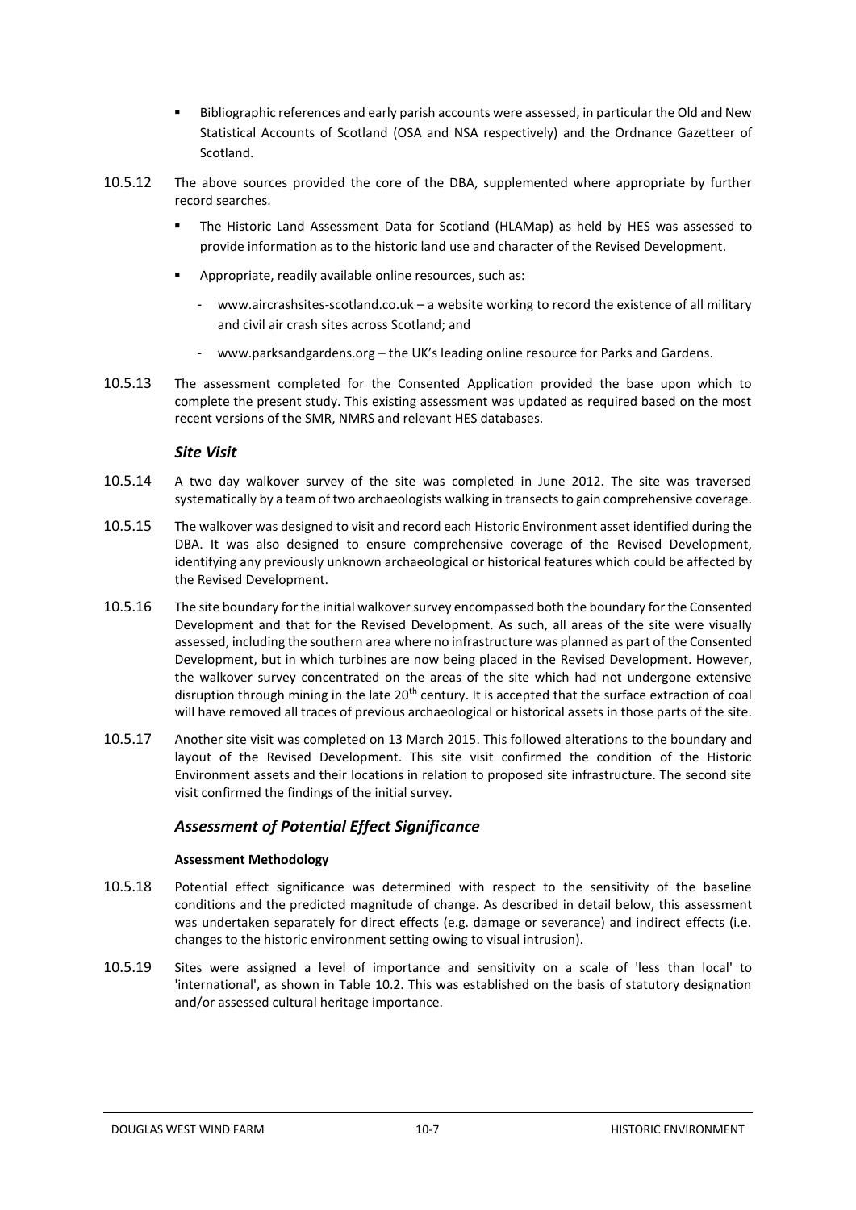- Bibliographic references and early parish accounts were assessed, in particular the Old and New Statistical Accounts of Scotland (OSA and NSA respectively) and the Ordnance Gazetteer of Scotland.

10.5.12 The above sources provided the core of the DBA, supplemented where appropriate by further record searches.

- The Historic Land Assessment Data for Scotland (HLAMap) as held by HES was assessed to provide information as to the historic land use and character of the Revised Development.
- Appropriate, readily available online resources, such as:
  - www.aircrashsites-scotland.co.uk – a website working to record the existence of all military and civil air crash sites across Scotland; and
  - www.parksandgardens.org – the UK's leading online resource for Parks and Gardens.

10.5.13 The assessment completed for the Consented Application provided the base upon which to complete the present study. This existing assessment was updated as required based on the most recent versions of the SMR, NMRS and relevant HES databases.

### *Site Visit*

10.5.14 A two day walkover survey of the site was completed in June 2012. The site was traversed systematically by a team of two archaeologists walking in transects to gain comprehensive coverage.

10.5.15 The walkover was designed to visit and record each Historic Environment asset identified during the DBA. It was also designed to ensure comprehensive coverage of the Revised Development, identifying any previously unknown archaeological or historical features which could be affected by the Revised Development.

10.5.16 The site boundary for the initial walkover survey encompassed both the boundary for the Consented Development and that for the Revised Development. As such, all areas of the site were visually assessed, including the southern area where no infrastructure was planned as part of the Consented Development, but in which turbines are now being placed in the Revised Development. However, the walkover survey concentrated on the areas of the site which had not undergone extensive disruption through mining in the late 20th century. It is accepted that the surface extraction of coal will have removed all traces of previous archaeological or historical assets in those parts of the site.

10.5.17 Another site visit was completed on 13 March 2015. This followed alterations to the boundary and layout of the Revised Development. This site visit confirmed the condition of the Historic Environment assets and their locations in relation to proposed site infrastructure. The second site visit confirmed the findings of the initial survey.

### *Assessment of Potential Effect Significance*

#### **Assessment Methodology**

10.5.18 Potential effect significance was determined with respect to the sensitivity of the baseline conditions and the predicted magnitude of change. As described in detail below, this assessment was undertaken separately for direct effects (e.g. damage or severance) and indirect effects (i.e. changes to the historic environment setting owing to visual intrusion).

10.5.19 Sites were assigned a level of importance and sensitivity on a scale of 'less than local' to 'international', as shown in Table 10.2. This was established on the basis of statutory designation and/or assessed cultural heritage importance.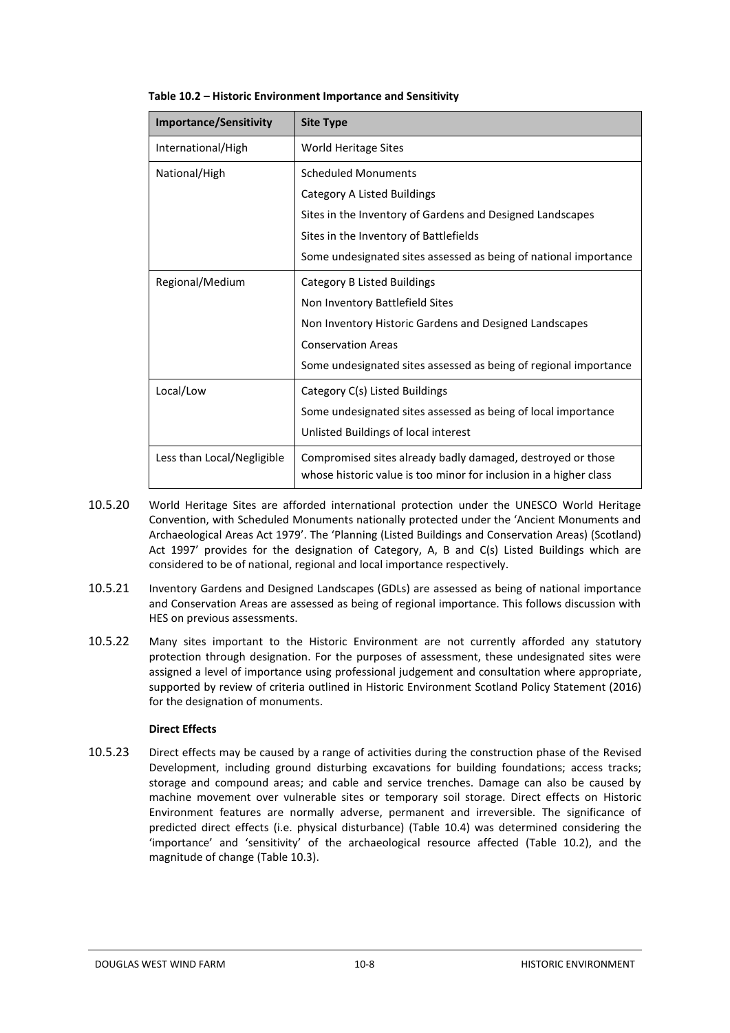**Table 10.2 – Historic Environment Importance and Sensitivity**

| Importance/Sensitivity | Site Type |
| --- | --- |
| International/High | World Heritage Sites |
| National/High | Scheduled Monuments<br>Category A Listed Buildings<br>Sites in the Inventory of Gardens and Designed Landscapes<br>Sites in the Inventory of Battlefields<br>Some undesignated sites assessed as being of national importance |
| Regional/Medium | Category B Listed Buildings<br>Non Inventory Battlefield Sites<br>Non Inventory Historic Gardens and Designed Landscapes<br>Conservation Areas<br>Some undesignated sites assessed as being of regional importance |
| Local/Low | Category C(s) Listed Buildings<br>Some undesignated sites assessed as being of local importance<br>Unlisted Buildings of local interest |
| Less than Local/Negligible | Compromised sites already badly damaged, destroyed or those whose historic value is too minor for inclusion in a higher class |

10.5.20 World Heritage Sites are afforded international protection under the UNESCO World Heritage Convention, with Scheduled Monuments nationally protected under the 'Ancient Monuments and Archaeological Areas Act 1979'. The 'Planning (Listed Buildings and Conservation Areas) (Scotland) Act 1997' provides for the designation of Category, A, B and C(s) Listed Buildings which are considered to be of national, regional and local importance respectively.

10.5.21 Inventory Gardens and Designed Landscapes (GDLs) are assessed as being of national importance and Conservation Areas are assessed as being of regional importance. This follows discussion with HES on previous assessments.

10.5.22 Many sites important to the Historic Environment are not currently afforded any statutory protection through designation. For the purposes of assessment, these undesignated sites were assigned a level of importance using professional judgement and consultation where appropriate, supported by review of criteria outlined in Historic Environment Scotland Policy Statement (2016) for the designation of monuments.

**Direct Effects**

10.5.23 Direct effects may be caused by a range of activities during the construction phase of the Revised Development, including ground disturbing excavations for building foundations; access tracks; storage and compound areas; and cable and service trenches. Damage can also be caused by machine movement over vulnerable sites or temporary soil storage. Direct effects on Historic Environment features are normally adverse, permanent and irreversible. The significance of predicted direct effects (i.e. physical disturbance) (Table 10.4) was determined considering the 'importance' and 'sensitivity' of the archaeological resource affected (Table 10.2), and the magnitude of change (Table 10.3).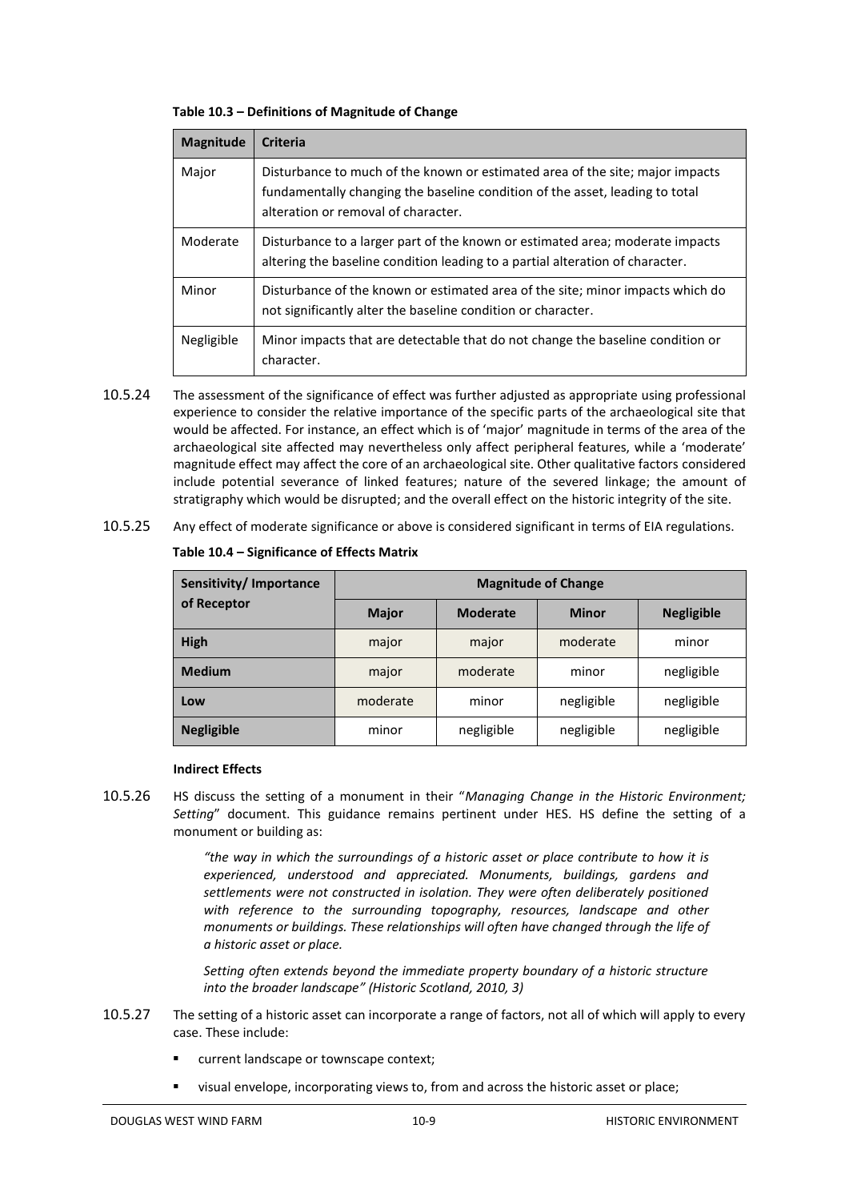**Table 10.3 – Definitions of Magnitude of Change**

| Magnitude | Criteria |
|---|---|
| Major | Disturbance to much of the known or estimated area of the site; major impacts fundamentally changing the baseline condition of the asset, leading to total alteration or removal of character. |
| Moderate | Disturbance to a larger part of the known or estimated area; moderate impacts altering the baseline condition leading to a partial alteration of character. |
| Minor | Disturbance of the known or estimated area of the site; minor impacts which do not significantly alter the baseline condition or character. |
| Negligible | Minor impacts that are detectable that do not change the baseline condition or character. |

10.5.24 The assessment of the significance of effect was further adjusted as appropriate using professional experience to consider the relative importance of the specific parts of the archaeological site that would be affected. For instance, an effect which is of 'major' magnitude in terms of the area of the archaeological site affected may nevertheless only affect peripheral features, while a 'moderate' magnitude effect may affect the core of an archaeological site. Other qualitative factors considered include potential severance of linked features; nature of the severed linkage; the amount of stratigraphy which would be disrupted; and the overall effect on the historic integrity of the site.

10.5.25 Any effect of moderate significance or above is considered significant in terms of EIA regulations.

**Table 10.4 – Significance of Effects Matrix**

| Sensitivity/ Importance of Receptor | Magnitude of Change | | | |
|---|---|---|---|---|
| | **Major** | **Moderate** | **Minor** | **Negligible** |
| **High** | major | major | moderate | minor |
| **Medium** | major | moderate | minor | negligible |
| **Low** | moderate | minor | negligible | negligible |
| **Negligible** | minor | negligible | negligible | negligible |

**Indirect Effects**

10.5.26 HS discuss the setting of a monument in their "*Managing Change in the Historic Environment; Setting*" document. This guidance remains pertinent under HES. HS define the setting of a monument or building as:

> *"the way in which the surroundings of a historic asset or place contribute to how it is experienced, understood and appreciated. Monuments, buildings, gardens and settlements were not constructed in isolation. They were often deliberately positioned with reference to the surrounding topography, resources, landscape and other monuments or buildings. These relationships will often have changed through the life of a historic asset or place.*
>
> *Setting often extends beyond the immediate property boundary of a historic structure into the broader landscape" (Historic Scotland, 2010, 3)*

10.5.27 The setting of a historic asset can incorporate a range of factors, not all of which will apply to every case. These include:

- current landscape or townscape context;
- visual envelope, incorporating views to, from and across the historic asset or place;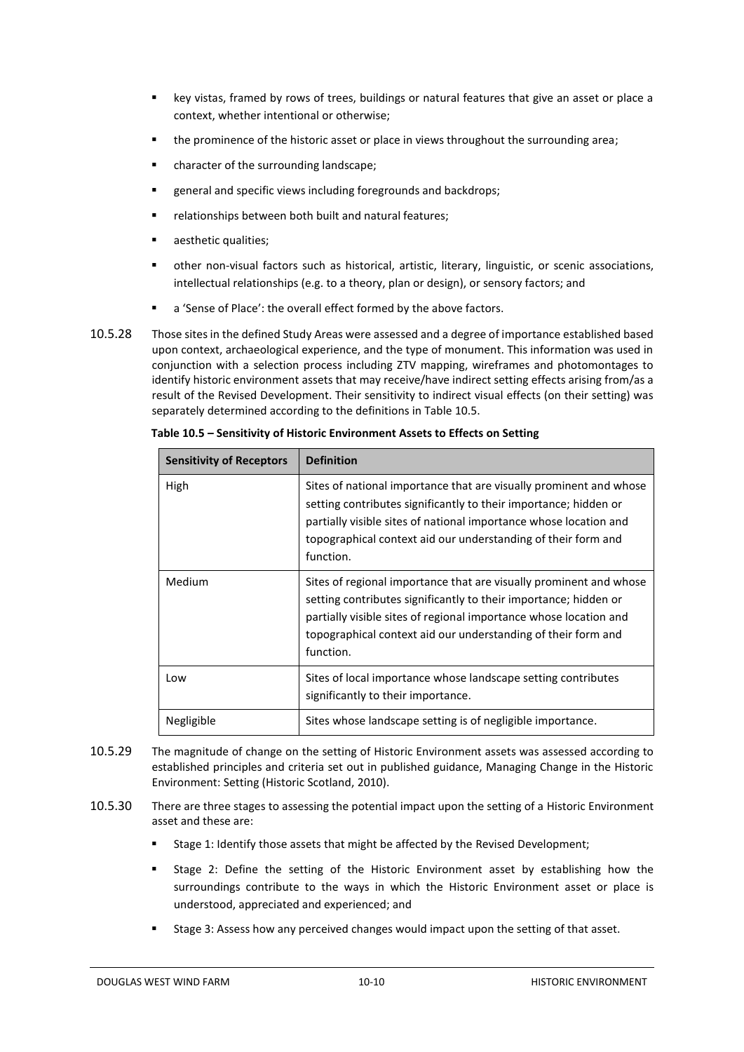- key vistas, framed by rows of trees, buildings or natural features that give an asset or place a context, whether intentional or otherwise;
- the prominence of the historic asset or place in views throughout the surrounding area;
- character of the surrounding landscape;
- general and specific views including foregrounds and backdrops;
- relationships between both built and natural features;
- aesthetic qualities;
- other non-visual factors such as historical, artistic, literary, linguistic, or scenic associations, intellectual relationships (e.g. to a theory, plan or design), or sensory factors; and
- a 'Sense of Place': the overall effect formed by the above factors.

10.5.28 Those sites in the defined Study Areas were assessed and a degree of importance established based upon context, archaeological experience, and the type of monument. This information was used in conjunction with a selection process including ZTV mapping, wireframes and photomontages to identify historic environment assets that may receive/have indirect setting effects arising from/as a result of the Revised Development. Their sensitivity to indirect visual effects (on their setting) was separately determined according to the definitions in Table 10.5.

**Table 10.5 – Sensitivity of Historic Environment Assets to Effects on Setting**

| Sensitivity of Receptors | Definition |
|---|---|
| High | Sites of national importance that are visually prominent and whose setting contributes significantly to their importance; hidden or partially visible sites of national importance whose location and topographical context aid our understanding of their form and function. |
| Medium | Sites of regional importance that are visually prominent and whose setting contributes significantly to their importance; hidden or partially visible sites of regional importance whose location and topographical context aid our understanding of their form and function. |
| Low | Sites of local importance whose landscape setting contributes significantly to their importance. |
| Negligible | Sites whose landscape setting is of negligible importance. |

10.5.29 The magnitude of change on the setting of Historic Environment assets was assessed according to established principles and criteria set out in published guidance, Managing Change in the Historic Environment: Setting (Historic Scotland, 2010).

10.5.30 There are three stages to assessing the potential impact upon the setting of a Historic Environment asset and these are:

- Stage 1: Identify those assets that might be affected by the Revised Development;
- Stage 2: Define the setting of the Historic Environment asset by establishing how the surroundings contribute to the ways in which the Historic Environment asset or place is understood, appreciated and experienced; and
- Stage 3: Assess how any perceived changes would impact upon the setting of that asset.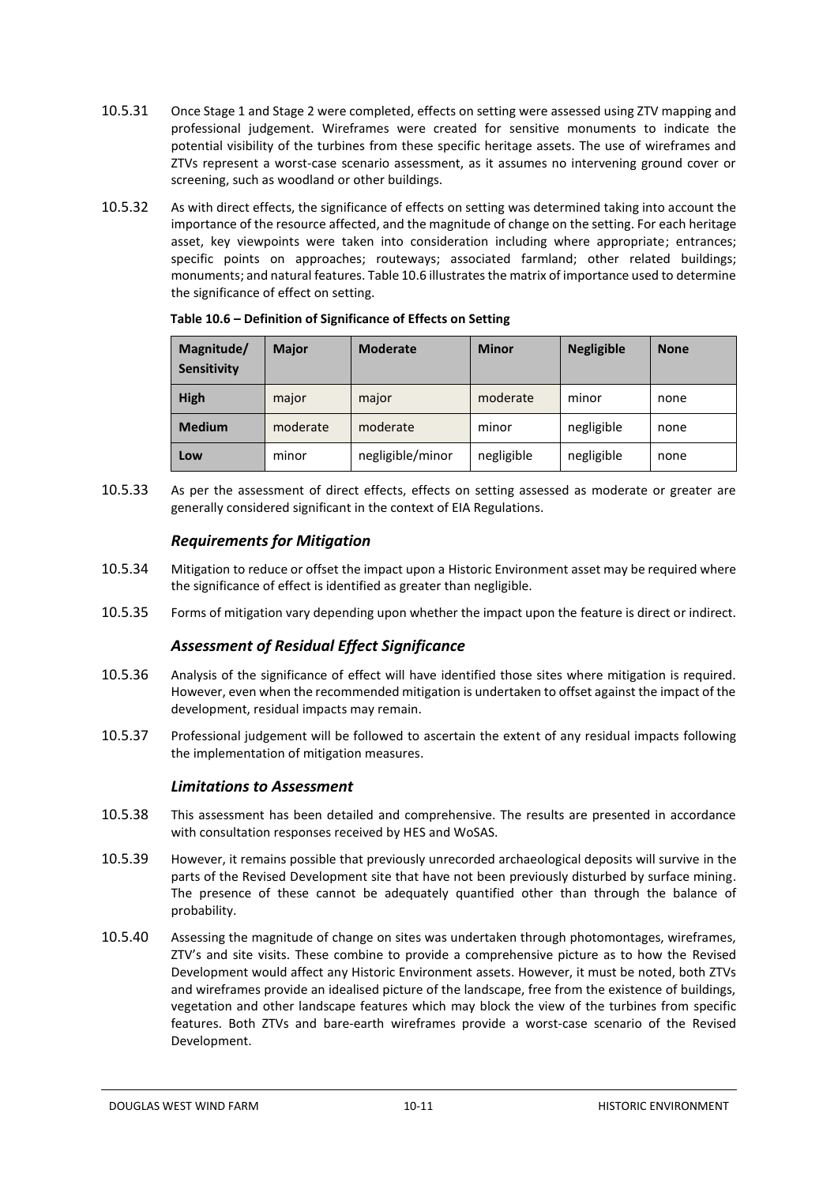10.5.31 Once Stage 1 and Stage 2 were completed, effects on setting were assessed using ZTV mapping and professional judgement. Wireframes were created for sensitive monuments to indicate the potential visibility of the turbines from these specific heritage assets. The use of wireframes and ZTVs represent a worst-case scenario assessment, as it assumes no intervening ground cover or screening, such as woodland or other buildings.

10.5.32 As with direct effects, the significance of effects on setting was determined taking into account the importance of the resource affected, and the magnitude of change on the setting. For each heritage asset, key viewpoints were taken into consideration including where appropriate; entrances; specific points on approaches; routeways; associated farmland; other related buildings; monuments; and natural features. Table 10.6 illustrates the matrix of importance used to determine the significance of effect on setting.

**Table 10.6 – Definition of Significance of Effects on Setting**

| Magnitude/ Sensitivity | Major | Moderate | Minor | Negligible | None |
|---|---|---|---|---|---|
| **High** | major | major | moderate | minor | none |
| **Medium** | moderate | moderate | minor | negligible | none |
| **Low** | minor | negligible/minor | negligible | negligible | none |

10.5.33 As per the assessment of direct effects, effects on setting assessed as moderate or greater are generally considered significant in the context of EIA Regulations.

### *Requirements for Mitigation*

10.5.34 Mitigation to reduce or offset the impact upon a Historic Environment asset may be required where the significance of effect is identified as greater than negligible.

10.5.35 Forms of mitigation vary depending upon whether the impact upon the feature is direct or indirect.

### *Assessment of Residual Effect Significance*

10.5.36 Analysis of the significance of effect will have identified those sites where mitigation is required. However, even when the recommended mitigation is undertaken to offset against the impact of the development, residual impacts may remain.

10.5.37 Professional judgement will be followed to ascertain the extent of any residual impacts following the implementation of mitigation measures.

### *Limitations to Assessment*

10.5.38 This assessment has been detailed and comprehensive. The results are presented in accordance with consultation responses received by HES and WoSAS.

10.5.39 However, it remains possible that previously unrecorded archaeological deposits will survive in the parts of the Revised Development site that have not been previously disturbed by surface mining. The presence of these cannot be adequately quantified other than through the balance of probability.

10.5.40 Assessing the magnitude of change on sites was undertaken through photomontages, wireframes, ZTV's and site visits. These combine to provide a comprehensive picture as to how the Revised Development would affect any Historic Environment assets. However, it must be noted, both ZTVs and wireframes provide an idealised picture of the landscape, free from the existence of buildings, vegetation and other landscape features which may block the view of the turbines from specific features. Both ZTVs and bare-earth wireframes provide a worst-case scenario of the Revised Development.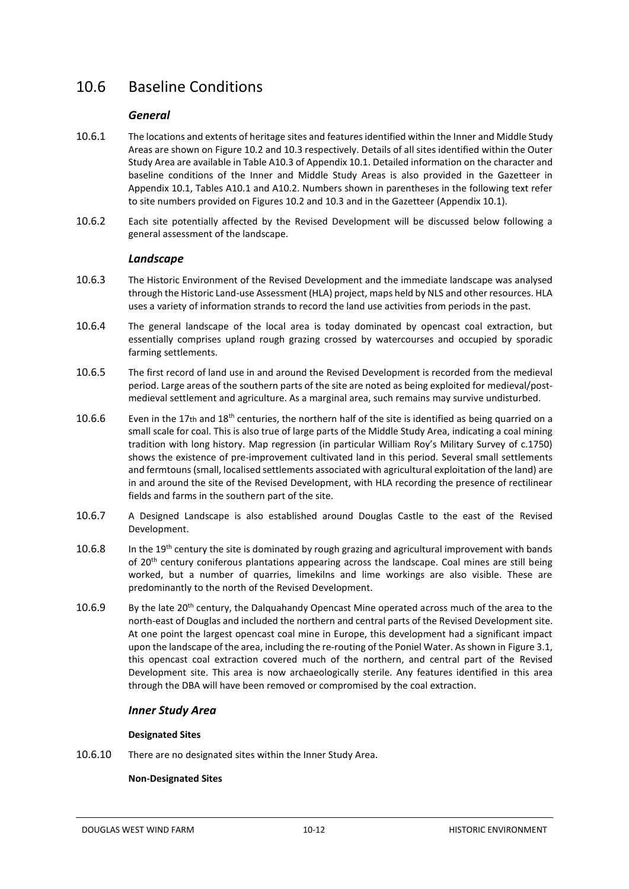## 10.6 Baseline Conditions

### *General*

10.6.1 The locations and extents of heritage sites and features identified within the Inner and Middle Study Areas are shown on Figure 10.2 and 10.3 respectively. Details of all sites identified within the Outer Study Area are available in Table A10.3 of Appendix 10.1. Detailed information on the character and baseline conditions of the Inner and Middle Study Areas is also provided in the Gazetteer in Appendix 10.1, Tables A10.1 and A10.2. Numbers shown in parentheses in the following text refer to site numbers provided on Figures 10.2 and 10.3 and in the Gazetteer (Appendix 10.1).

10.6.2 Each site potentially affected by the Revised Development will be discussed below following a general assessment of the landscape.

### *Landscape*

10.6.3 The Historic Environment of the Revised Development and the immediate landscape was analysed through the Historic Land-use Assessment (HLA) project, maps held by NLS and other resources. HLA uses a variety of information strands to record the land use activities from periods in the past.

10.6.4 The general landscape of the local area is today dominated by opencast coal extraction, but essentially comprises upland rough grazing crossed by watercourses and occupied by sporadic farming settlements.

10.6.5 The first record of land use in and around the Revised Development is recorded from the medieval period. Large areas of the southern parts of the site are noted as being exploited for medieval/post-medieval settlement and agriculture. As a marginal area, such remains may survive undisturbed.

10.6.6 Even in the 17th and 18th centuries, the northern half of the site is identified as being quarried on a small scale for coal. This is also true of large parts of the Middle Study Area, indicating a coal mining tradition with long history. Map regression (in particular William Roy's Military Survey of c.1750) shows the existence of pre-improvement cultivated land in this period. Several small settlements and fermtouns (small, localised settlements associated with agricultural exploitation of the land) are in and around the site of the Revised Development, with HLA recording the presence of rectilinear fields and farms in the southern part of the site.

10.6.7 A Designed Landscape is also established around Douglas Castle to the east of the Revised Development.

10.6.8 In the 19th century the site is dominated by rough grazing and agricultural improvement with bands of 20th century coniferous plantations appearing across the landscape. Coal mines are still being worked, but a number of quarries, limekilns and lime workings are also visible. These are predominantly to the north of the Revised Development.

10.6.9 By the late 20th century, the Dalquahandy Opencast Mine operated across much of the area to the north-east of Douglas and included the northern and central parts of the Revised Development site. At one point the largest opencast coal mine in Europe, this development had a significant impact upon the landscape of the area, including the re-routing of the Poniel Water. As shown in Figure 3.1, this opencast coal extraction covered much of the northern, and central part of the Revised Development site. This area is now archaeologically sterile. Any features identified in this area through the DBA will have been removed or compromised by the coal extraction.

### *Inner Study Area*

**Designated Sites**

10.6.10 There are no designated sites within the Inner Study Area.

**Non-Designated Sites**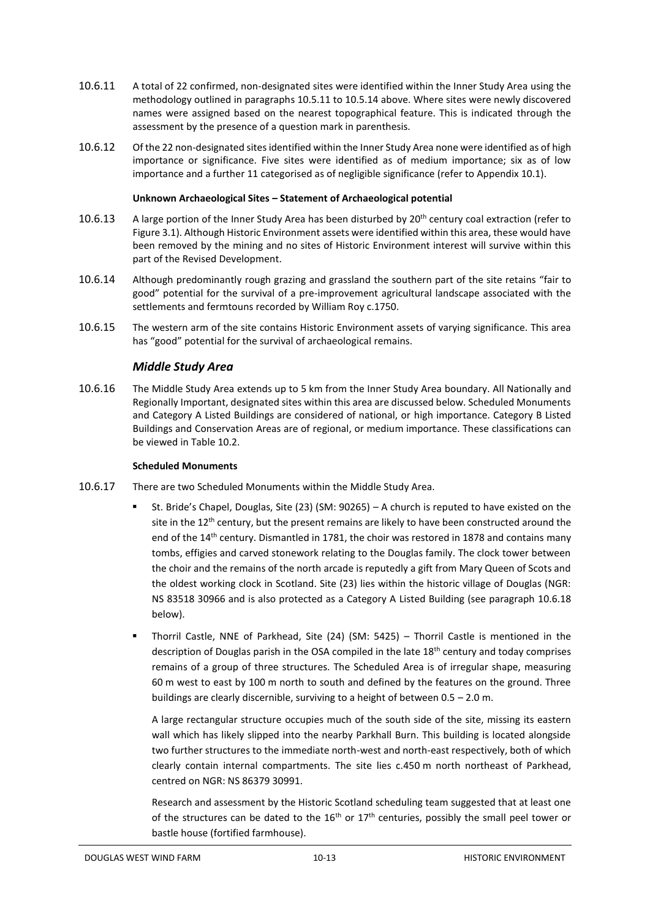10.6.11 A total of 22 confirmed, non-designated sites were identified within the Inner Study Area using the methodology outlined in paragraphs 10.5.11 to 10.5.14 above. Where sites were newly discovered names were assigned based on the nearest topographical feature. This is indicated through the assessment by the presence of a question mark in parenthesis.

10.6.12 Of the 22 non-designated sites identified within the Inner Study Area none were identified as of high importance or significance. Five sites were identified as of medium importance; six as of low importance and a further 11 categorised as of negligible significance (refer to Appendix 10.1).

**Unknown Archaeological Sites – Statement of Archaeological potential**

10.6.13 A large portion of the Inner Study Area has been disturbed by 20th century coal extraction (refer to Figure 3.1). Although Historic Environment assets were identified within this area, these would have been removed by the mining and no sites of Historic Environment interest will survive within this part of the Revised Development.

10.6.14 Although predominantly rough grazing and grassland the southern part of the site retains "fair to good" potential for the survival of a pre-improvement agricultural landscape associated with the settlements and fermtouns recorded by William Roy c.1750.

10.6.15 The western arm of the site contains Historic Environment assets of varying significance. This area has "good" potential for the survival of archaeological remains.

### *Middle Study Area*

10.6.16 The Middle Study Area extends up to 5 km from the Inner Study Area boundary. All Nationally and Regionally Important, designated sites within this area are discussed below. Scheduled Monuments and Category A Listed Buildings are considered of national, or high importance. Category B Listed Buildings and Conservation Areas are of regional, or medium importance. These classifications can be viewed in Table 10.2.

**Scheduled Monuments**

10.6.17 There are two Scheduled Monuments within the Middle Study Area.

- St. Bride's Chapel, Douglas, Site (23) (SM: 90265) – A church is reputed to have existed on the site in the 12th century, but the present remains are likely to have been constructed around the end of the 14th century. Dismantled in 1781, the choir was restored in 1878 and contains many tombs, effigies and carved stonework relating to the Douglas family. The clock tower between the choir and the remains of the north arcade is reputedly a gift from Mary Queen of Scots and the oldest working clock in Scotland. Site (23) lies within the historic village of Douglas (NGR: NS 83518 30966 and is also protected as a Category A Listed Building (see paragraph 10.6.18 below).

- Thorril Castle, NNE of Parkhead, Site (24) (SM: 5425) – Thorril Castle is mentioned in the description of Douglas parish in the OSA compiled in the late 18th century and today comprises remains of a group of three structures. The Scheduled Area is of irregular shape, measuring 60 m west to east by 100 m north to south and defined by the features on the ground. Three buildings are clearly discernible, surviving to a height of between 0.5 – 2.0 m.

  A large rectangular structure occupies much of the south side of the site, missing its eastern wall which has likely slipped into the nearby Parkhall Burn. This building is located alongside two further structures to the immediate north-west and north-east respectively, both of which clearly contain internal compartments. The site lies c.450 m north northeast of Parkhead, centred on NGR: NS 86379 30991.

  Research and assessment by the Historic Scotland scheduling team suggested that at least one of the structures can be dated to the 16th or 17th centuries, possibly the small peel tower or bastle house (fortified farmhouse).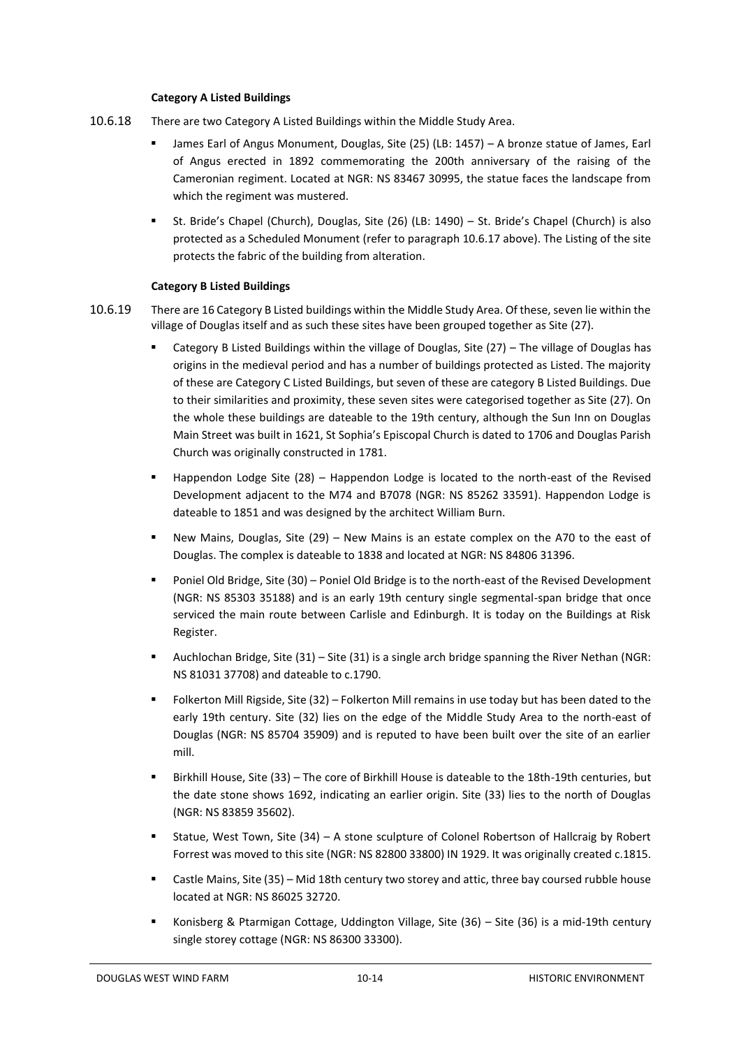**Category A Listed Buildings**

10.6.18 There are two Category A Listed Buildings within the Middle Study Area.

- James Earl of Angus Monument, Douglas, Site (25) (LB: 1457) – A bronze statue of James, Earl of Angus erected in 1892 commemorating the 200th anniversary of the raising of the Cameronian regiment. Located at NGR: NS 83467 30995, the statue faces the landscape from which the regiment was mustered.
- St. Bride's Chapel (Church), Douglas, Site (26) (LB: 1490) – St. Bride's Chapel (Church) is also protected as a Scheduled Monument (refer to paragraph 10.6.17 above). The Listing of the site protects the fabric of the building from alteration.

**Category B Listed Buildings**

10.6.19 There are 16 Category B Listed buildings within the Middle Study Area. Of these, seven lie within the village of Douglas itself and as such these sites have been grouped together as Site (27).

- Category B Listed Buildings within the village of Douglas, Site (27) – The village of Douglas has origins in the medieval period and has a number of buildings protected as Listed. The majority of these are Category C Listed Buildings, but seven of these are category B Listed Buildings. Due to their similarities and proximity, these seven sites were categorised together as Site (27). On the whole these buildings are dateable to the 19th century, although the Sun Inn on Douglas Main Street was built in 1621, St Sophia's Episcopal Church is dated to 1706 and Douglas Parish Church was originally constructed in 1781.
- Happendon Lodge Site (28) – Happendon Lodge is located to the north-east of the Revised Development adjacent to the M74 and B7078 (NGR: NS 85262 33591). Happendon Lodge is dateable to 1851 and was designed by the architect William Burn.
- New Mains, Douglas, Site (29) – New Mains is an estate complex on the A70 to the east of Douglas. The complex is dateable to 1838 and located at NGR: NS 84806 31396.
- Poniel Old Bridge, Site (30) – Poniel Old Bridge is to the north-east of the Revised Development (NGR: NS 85303 35188) and is an early 19th century single segmental-span bridge that once serviced the main route between Carlisle and Edinburgh. It is today on the Buildings at Risk Register.
- Auchlochan Bridge, Site (31) – Site (31) is a single arch bridge spanning the River Nethan (NGR: NS 81031 37708) and dateable to c.1790.
- Folkerton Mill Rigside, Site (32) – Folkerton Mill remains in use today but has been dated to the early 19th century. Site (32) lies on the edge of the Middle Study Area to the north-east of Douglas (NGR: NS 85704 35909) and is reputed to have been built over the site of an earlier mill.
- Birkhill House, Site (33) – The core of Birkhill House is dateable to the 18th-19th centuries, but the date stone shows 1692, indicating an earlier origin. Site (33) lies to the north of Douglas (NGR: NS 83859 35602).
- Statue, West Town, Site (34) – A stone sculpture of Colonel Robertson of Hallcraig by Robert Forrest was moved to this site (NGR: NS 82800 33800) IN 1929. It was originally created c.1815.
- Castle Mains, Site (35) – Mid 18th century two storey and attic, three bay coursed rubble house located at NGR: NS 86025 32720.
- Konisberg & Ptarmigan Cottage, Uddington Village, Site (36) – Site (36) is a mid-19th century single storey cottage (NGR: NS 86300 33300).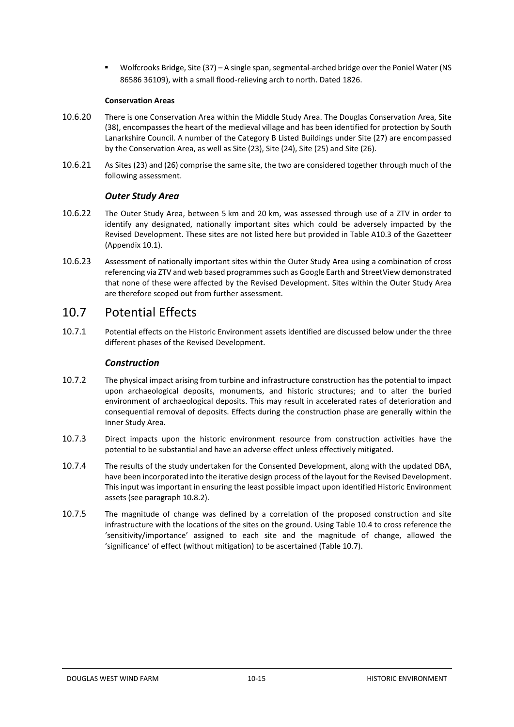- Wolfcrooks Bridge, Site (37) – A single span, segmental-arched bridge over the Poniel Water (NS 86586 36109), with a small flood-relieving arch to north. Dated 1826.

**Conservation Areas**

10.6.20 There is one Conservation Area within the Middle Study Area. The Douglas Conservation Area, Site (38), encompasses the heart of the medieval village and has been identified for protection by South Lanarkshire Council. A number of the Category B Listed Buildings under Site (27) are encompassed by the Conservation Area, as well as Site (23), Site (24), Site (25) and Site (26).

10.6.21 As Sites (23) and (26) comprise the same site, the two are considered together through much of the following assessment.

### *Outer Study Area*

10.6.22 The Outer Study Area, between 5 km and 20 km, was assessed through use of a ZTV in order to identify any designated, nationally important sites which could be adversely impacted by the Revised Development. These sites are not listed here but provided in Table A10.3 of the Gazetteer (Appendix 10.1).

10.6.23 Assessment of nationally important sites within the Outer Study Area using a combination of cross referencing via ZTV and web based programmes such as Google Earth and StreetView demonstrated that none of these were affected by the Revised Development. Sites within the Outer Study Area are therefore scoped out from further assessment.

## 10.7 Potential Effects

10.7.1 Potential effects on the Historic Environment assets identified are discussed below under the three different phases of the Revised Development.

### *Construction*

10.7.2 The physical impact arising from turbine and infrastructure construction has the potential to impact upon archaeological deposits, monuments, and historic structures; and to alter the buried environment of archaeological deposits. This may result in accelerated rates of deterioration and consequential removal of deposits. Effects during the construction phase are generally within the Inner Study Area.

10.7.3 Direct impacts upon the historic environment resource from construction activities have the potential to be substantial and have an adverse effect unless effectively mitigated.

10.7.4 The results of the study undertaken for the Consented Development, along with the updated DBA, have been incorporated into the iterative design process of the layout for the Revised Development. This input was important in ensuring the least possible impact upon identified Historic Environment assets (see paragraph 10.8.2).

10.7.5 The magnitude of change was defined by a correlation of the proposed construction and site infrastructure with the locations of the sites on the ground. Using Table 10.4 to cross reference the 'sensitivity/importance' assigned to each site and the magnitude of change, allowed the 'significance' of effect (without mitigation) to be ascertained (Table 10.7).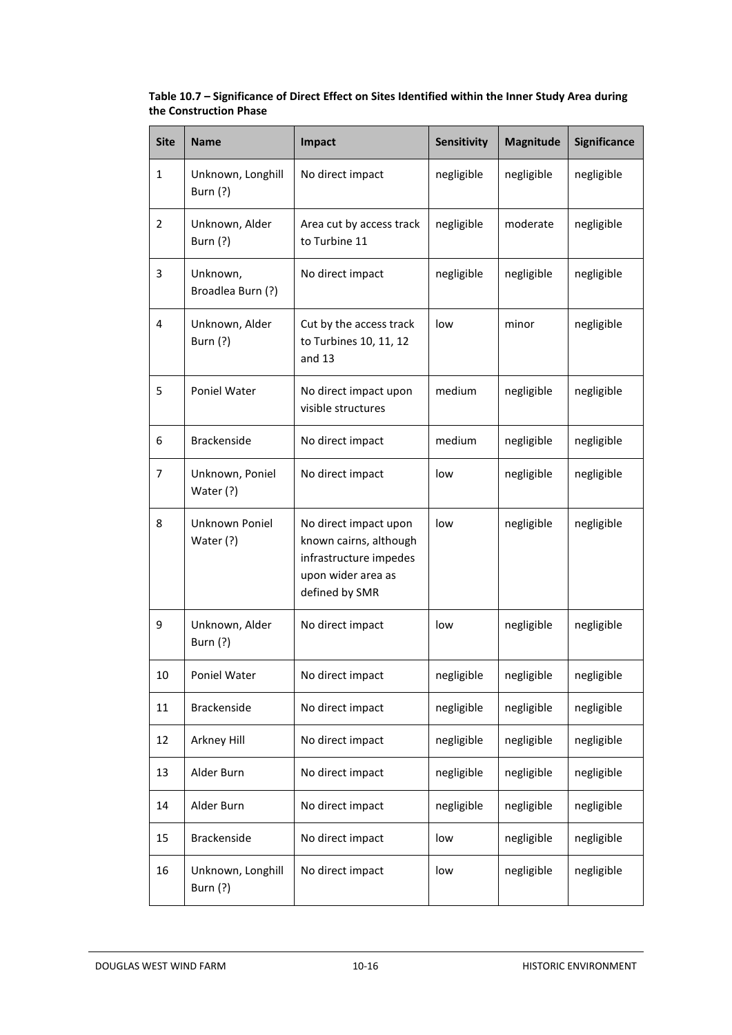**Table 10.7 – Significance of Direct Effect on Sites Identified within the Inner Study Area during the Construction Phase**

| Site | Name | Impact | Sensitivity | Magnitude | Significance |
|---|---|---|---|---|---|
| 1 | Unknown, Longhill Burn (?) | No direct impact | negligible | negligible | negligible |
| 2 | Unknown, Alder Burn (?) | Area cut by access track to Turbine 11 | negligible | moderate | negligible |
| 3 | Unknown, Broadlea Burn (?) | No direct impact | negligible | negligible | negligible |
| 4 | Unknown, Alder Burn (?) | Cut by the access track to Turbines 10, 11, 12 and 13 | low | minor | negligible |
| 5 | Poniel Water | No direct impact upon visible structures | medium | negligible | negligible |
| 6 | Brackenside | No direct impact | medium | negligible | negligible |
| 7 | Unknown, Poniel Water (?) | No direct impact | low | negligible | negligible |
| 8 | Unknown Poniel Water (?) | No direct impact upon known cairns, although infrastructure impedes upon wider area as defined by SMR | low | negligible | negligible |
| 9 | Unknown, Alder Burn (?) | No direct impact | low | negligible | negligible |
| 10 | Poniel Water | No direct impact | negligible | negligible | negligible |
| 11 | Brackenside | No direct impact | negligible | negligible | negligible |
| 12 | Arkney Hill | No direct impact | negligible | negligible | negligible |
| 13 | Alder Burn | No direct impact | negligible | negligible | negligible |
| 14 | Alder Burn | No direct impact | negligible | negligible | negligible |
| 15 | Brackenside | No direct impact | low | negligible | negligible |
| 16 | Unknown, Longhill Burn (?) | No direct impact | low | negligible | negligible |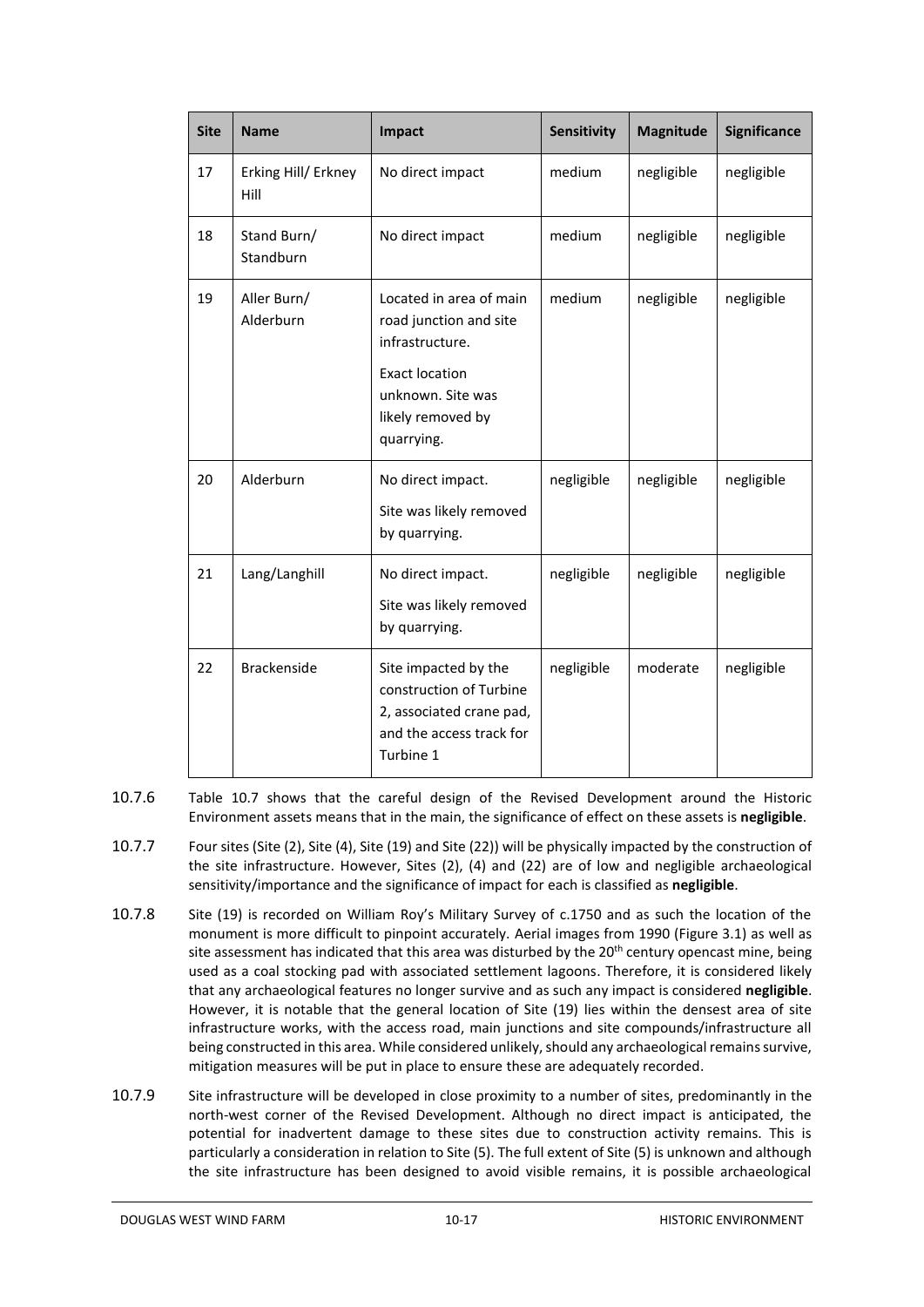| Site | Name | Impact | Sensitivity | Magnitude | Significance |
|---|---|---|---|---|---|
| 17 | Erking Hill/ Erkney Hill | No direct impact | medium | negligible | negligible |
| 18 | Stand Burn/ Standburn | No direct impact | medium | negligible | negligible |
| 19 | Aller Burn/ Alderburn | Located in area of main road junction and site infrastructure. Exact location unknown. Site was likely removed by quarrying. | medium | negligible | negligible |
| 20 | Alderburn | No direct impact. Site was likely removed by quarrying. | negligible | negligible | negligible |
| 21 | Lang/Langhill | No direct impact. Site was likely removed by quarrying. | negligible | negligible | negligible |
| 22 | Brackenside | Site impacted by the construction of Turbine 2, associated crane pad, and the access track for Turbine 1 | negligible | moderate | negligible |

10.7.6 Table 10.7 shows that the careful design of the Revised Development around the Historic Environment assets means that in the main, the significance of effect on these assets is **negligible**.

10.7.7 Four sites (Site (2), Site (4), Site (19) and Site (22)) will be physically impacted by the construction of the site infrastructure. However, Sites (2), (4) and (22) are of low and negligible archaeological sensitivity/importance and the significance of impact for each is classified as **negligible**.

10.7.8 Site (19) is recorded on William Roy's Military Survey of c.1750 and as such the location of the monument is more difficult to pinpoint accurately. Aerial images from 1990 (Figure 3.1) as well as site assessment has indicated that this area was disturbed by the 20th century opencast mine, being used as a coal stocking pad with associated settlement lagoons. Therefore, it is considered likely that any archaeological features no longer survive and as such any impact is considered **negligible**. However, it is notable that the general location of Site (19) lies within the densest area of site infrastructure works, with the access road, main junctions and site compounds/infrastructure all being constructed in this area. While considered unlikely, should any archaeological remains survive, mitigation measures will be put in place to ensure these are adequately recorded.

10.7.9 Site infrastructure will be developed in close proximity to a number of sites, predominantly in the north-west corner of the Revised Development. Although no direct impact is anticipated, the potential for inadvertent damage to these sites due to construction activity remains. This is particularly a consideration in relation to Site (5). The full extent of Site (5) is unknown and although the site infrastructure has been designed to avoid visible remains, it is possible archaeological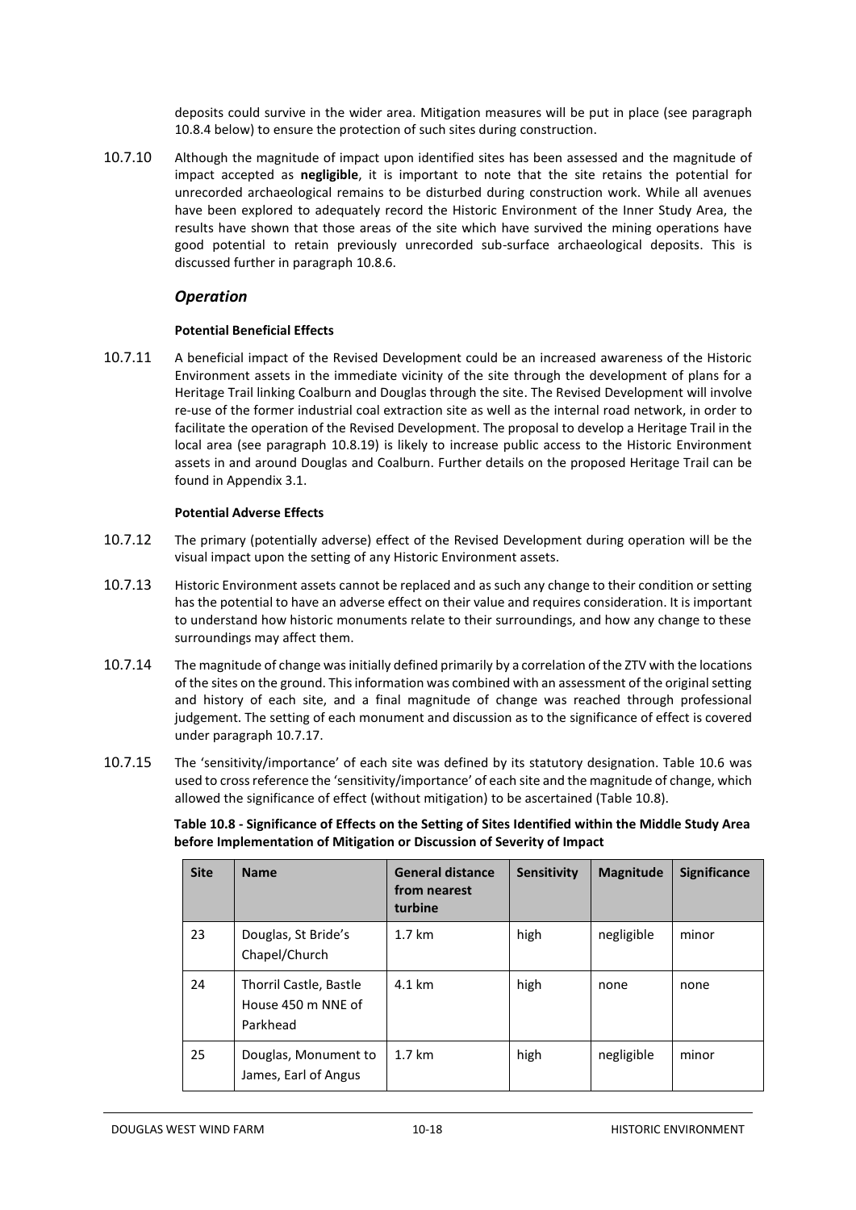deposits could survive in the wider area. Mitigation measures will be put in place (see paragraph 10.8.4 below) to ensure the protection of such sites during construction.

10.7.10 Although the magnitude of impact upon identified sites has been assessed and the magnitude of impact accepted as **negligible**, it is important to note that the site retains the potential for unrecorded archaeological remains to be disturbed during construction work. While all avenues have been explored to adequately record the Historic Environment of the Inner Study Area, the results have shown that those areas of the site which have survived the mining operations have good potential to retain previously unrecorded sub-surface archaeological deposits. This is discussed further in paragraph 10.8.6.

### *Operation*

#### Potential Beneficial Effects

10.7.11 A beneficial impact of the Revised Development could be an increased awareness of the Historic Environment assets in the immediate vicinity of the site through the development of plans for a Heritage Trail linking Coalburn and Douglas through the site. The Revised Development will involve re-use of the former industrial coal extraction site as well as the internal road network, in order to facilitate the operation of the Revised Development. The proposal to develop a Heritage Trail in the local area (see paragraph 10.8.19) is likely to increase public access to the Historic Environment assets in and around Douglas and Coalburn. Further details on the proposed Heritage Trail can be found in Appendix 3.1.

#### Potential Adverse Effects

10.7.12 The primary (potentially adverse) effect of the Revised Development during operation will be the visual impact upon the setting of any Historic Environment assets.

10.7.13 Historic Environment assets cannot be replaced and as such any change to their condition or setting has the potential to have an adverse effect on their value and requires consideration. It is important to understand how historic monuments relate to their surroundings, and how any change to these surroundings may affect them.

10.7.14 The magnitude of change was initially defined primarily by a correlation of the ZTV with the locations of the sites on the ground. This information was combined with an assessment of the original setting and history of each site, and a final magnitude of change was reached through professional judgement. The setting of each monument and discussion as to the significance of effect is covered under paragraph 10.7.17.

10.7.15 The 'sensitivity/importance' of each site was defined by its statutory designation. Table 10.6 was used to cross reference the 'sensitivity/importance' of each site and the magnitude of change, which allowed the significance of effect (without mitigation) to be ascertained (Table 10.8).

**Table 10.8 - Significance of Effects on the Setting of Sites Identified within the Middle Study Area before Implementation of Mitigation or Discussion of Severity of Impact**

| Site | Name | General distance from nearest turbine | Sensitivity | Magnitude | Significance |
|---|---|---|---|---|---|
| 23 | Douglas, St Bride's Chapel/Church | 1.7 km | high | negligible | minor |
| 24 | Thorril Castle, Bastle House 450 m NNE of Parkhead | 4.1 km | high | none | none |
| 25 | Douglas, Monument to James, Earl of Angus | 1.7 km | high | negligible | minor |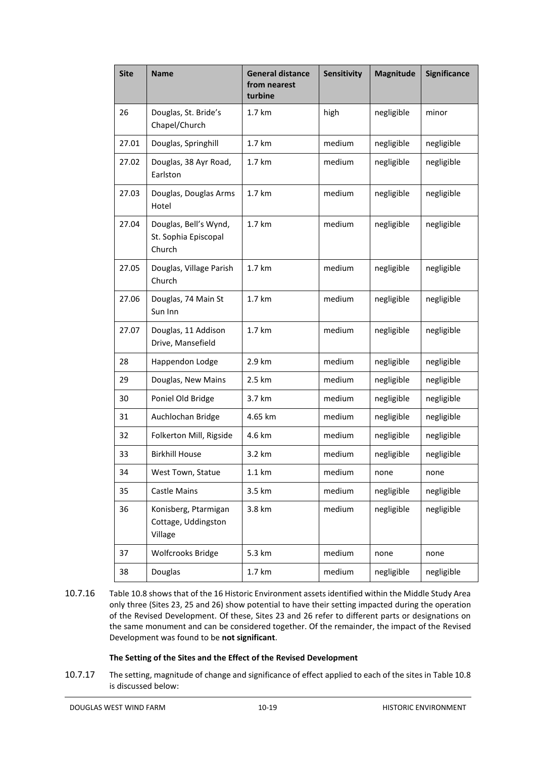| Site | Name | General distance from nearest turbine | Sensitivity | Magnitude | Significance |
|---|---|---|---|---|---|
| 26 | Douglas, St. Bride's Chapel/Church | 1.7 km | high | negligible | minor |
| 27.01 | Douglas, Springhill | 1.7 km | medium | negligible | negligible |
| 27.02 | Douglas, 38 Ayr Road, Earlston | 1.7 km | medium | negligible | negligible |
| 27.03 | Douglas, Douglas Arms Hotel | 1.7 km | medium | negligible | negligible |
| 27.04 | Douglas, Bell's Wynd, St. Sophia Episcopal Church | 1.7 km | medium | negligible | negligible |
| 27.05 | Douglas, Village Parish Church | 1.7 km | medium | negligible | negligible |
| 27.06 | Douglas, 74 Main St Sun Inn | 1.7 km | medium | negligible | negligible |
| 27.07 | Douglas, 11 Addison Drive, Mansefield | 1.7 km | medium | negligible | negligible |
| 28 | Happendon Lodge | 2.9 km | medium | negligible | negligible |
| 29 | Douglas, New Mains | 2.5 km | medium | negligible | negligible |
| 30 | Poniel Old Bridge | 3.7 km | medium | negligible | negligible |
| 31 | Auchlochan Bridge | 4.65 km | medium | negligible | negligible |
| 32 | Folkerton Mill, Rigside | 4.6 km | medium | negligible | negligible |
| 33 | Birkhill House | 3.2 km | medium | negligible | negligible |
| 34 | West Town, Statue | 1.1 km | medium | none | none |
| 35 | Castle Mains | 3.5 km | medium | negligible | negligible |
| 36 | Konisberg, Ptarmigan Cottage, Uddingston Village | 3.8 km | medium | negligible | negligible |
| 37 | Wolfcrooks Bridge | 5.3 km | medium | none | none |
| 38 | Douglas | 1.7 km | medium | negligible | negligible |

10.7.16 Table 10.8 shows that of the 16 Historic Environment assets identified within the Middle Study Area only three (Sites 23, 25 and 26) show potential to have their setting impacted during the operation of the Revised Development. Of these, Sites 23 and 26 refer to different parts or designations on the same monument and can be considered together. Of the remainder, the impact of the Revised Development was found to be **not significant**.

**The Setting of the Sites and the Effect of the Revised Development**

10.7.17 The setting, magnitude of change and significance of effect applied to each of the sites in Table 10.8 is discussed below: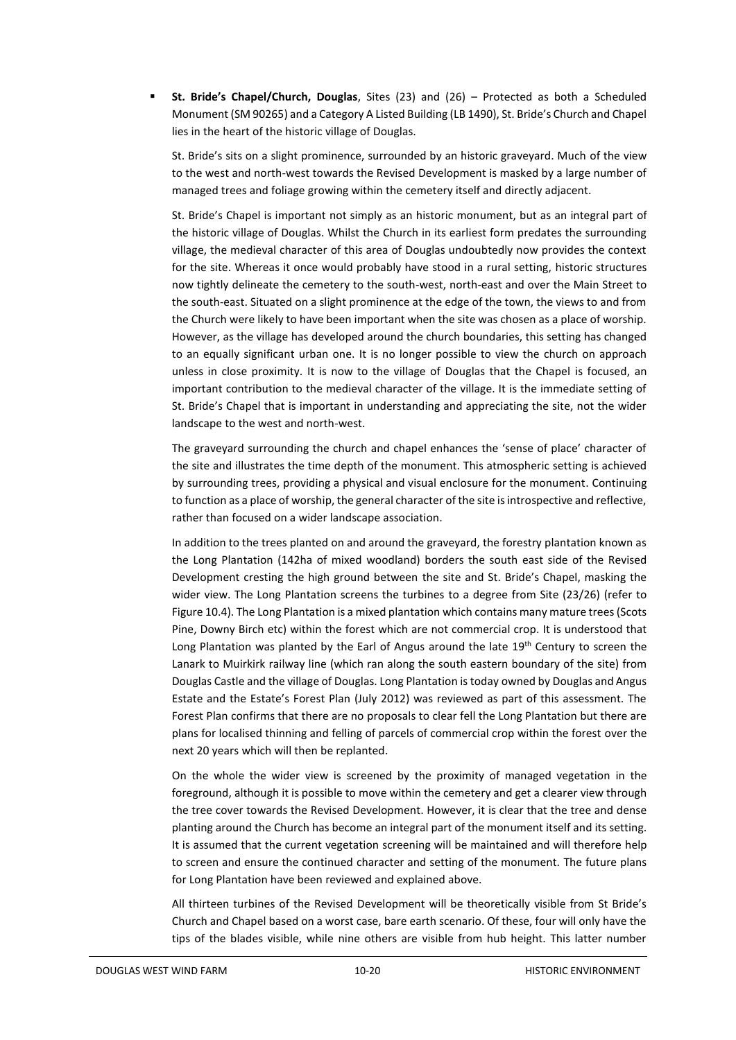- **St. Bride's Chapel/Church, Douglas**, Sites (23) and (26) – Protected as both a Scheduled Monument (SM 90265) and a Category A Listed Building (LB 1490), St. Bride's Church and Chapel lies in the heart of the historic village of Douglas.

  St. Bride's sits on a slight prominence, surrounded by an historic graveyard. Much of the view to the west and north-west towards the Revised Development is masked by a large number of managed trees and foliage growing within the cemetery itself and directly adjacent.

  St. Bride's Chapel is important not simply as an historic monument, but as an integral part of the historic village of Douglas. Whilst the Church in its earliest form predates the surrounding village, the medieval character of this area of Douglas undoubtedly now provides the context for the site. Whereas it once would probably have stood in a rural setting, historic structures now tightly delineate the cemetery to the south-west, north-east and over the Main Street to the south-east. Situated on a slight prominence at the edge of the town, the views to and from the Church were likely to have been important when the site was chosen as a place of worship. However, as the village has developed around the church boundaries, this setting has changed to an equally significant urban one. It is no longer possible to view the church on approach unless in close proximity. It is now to the village of Douglas that the Chapel is focused, an important contribution to the medieval character of the village. It is the immediate setting of St. Bride's Chapel that is important in understanding and appreciating the site, not the wider landscape to the west and north-west.

  The graveyard surrounding the church and chapel enhances the 'sense of place' character of the site and illustrates the time depth of the monument. This atmospheric setting is achieved by surrounding trees, providing a physical and visual enclosure for the monument. Continuing to function as a place of worship, the general character of the site is introspective and reflective, rather than focused on a wider landscape association.

  In addition to the trees planted on and around the graveyard, the forestry plantation known as the Long Plantation (142ha of mixed woodland) borders the south east side of the Revised Development cresting the high ground between the site and St. Bride's Chapel, masking the wider view. The Long Plantation screens the turbines to a degree from Site (23/26) (refer to Figure 10.4). The Long Plantation is a mixed plantation which contains many mature trees (Scots Pine, Downy Birch etc) within the forest which are not commercial crop. It is understood that Long Plantation was planted by the Earl of Angus around the late 19th Century to screen the Lanark to Muirkirk railway line (which ran along the south eastern boundary of the site) from Douglas Castle and the village of Douglas. Long Plantation is today owned by Douglas and Angus Estate and the Estate's Forest Plan (July 2012) was reviewed as part of this assessment. The Forest Plan confirms that there are no proposals to clear fell the Long Plantation but there are plans for localised thinning and felling of parcels of commercial crop within the forest over the next 20 years which will then be replanted.

  On the whole the wider view is screened by the proximity of managed vegetation in the foreground, although it is possible to move within the cemetery and get a clearer view through the tree cover towards the Revised Development. However, it is clear that the tree and dense planting around the Church has become an integral part of the monument itself and its setting. It is assumed that the current vegetation screening will be maintained and will therefore help to screen and ensure the continued character and setting of the monument. The future plans for Long Plantation have been reviewed and explained above.

  All thirteen turbines of the Revised Development will be theoretically visible from St Bride's Church and Chapel based on a worst case, bare earth scenario. Of these, four will only have the tips of the blades visible, while nine others are visible from hub height. This latter number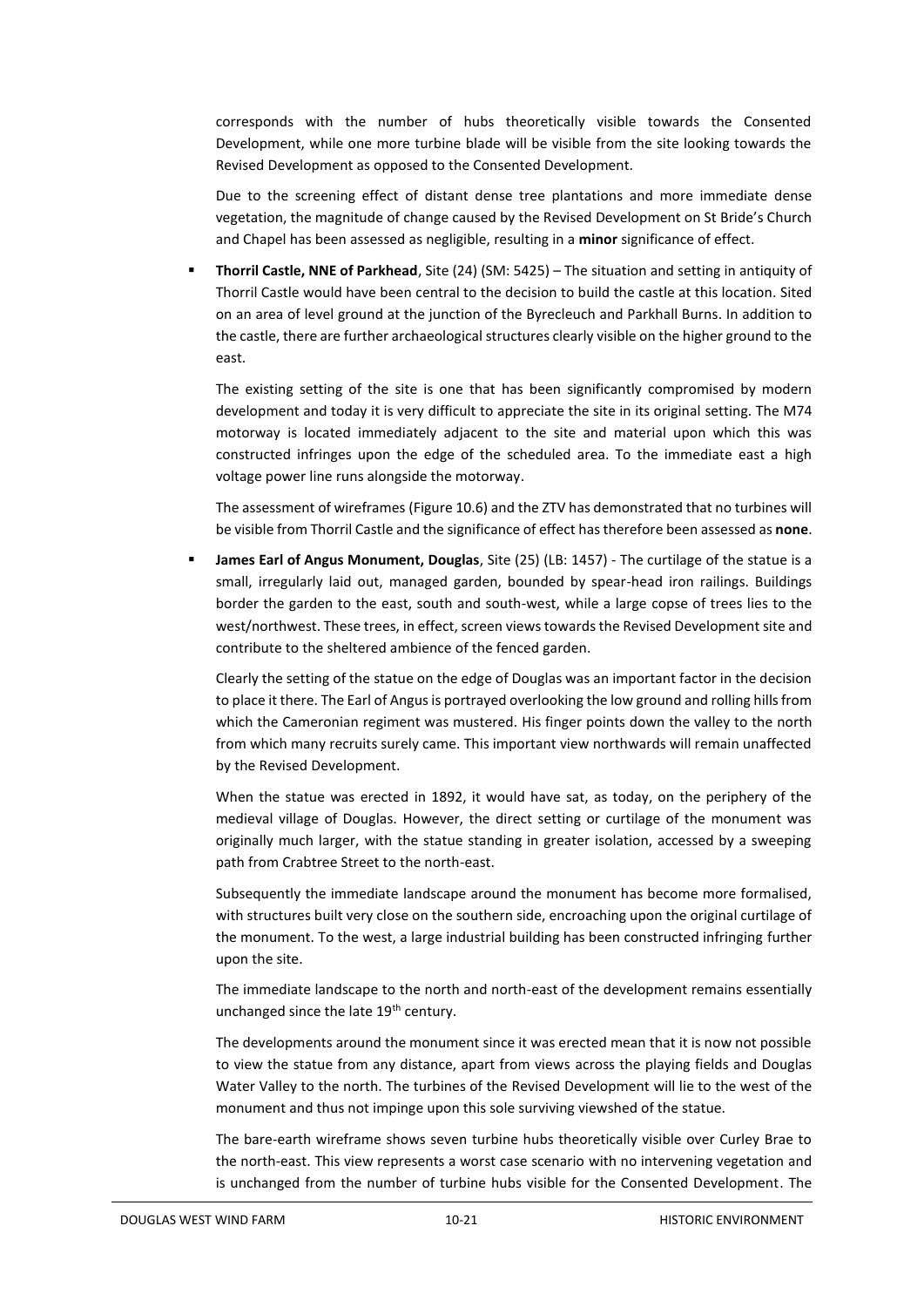corresponds with the number of hubs theoretically visible towards the Consented Development, while one more turbine blade will be visible from the site looking towards the Revised Development as opposed to the Consented Development.

Due to the screening effect of distant dense tree plantations and more immediate dense vegetation, the magnitude of change caused by the Revised Development on St Bride's Church and Chapel has been assessed as negligible, resulting in a **minor** significance of effect.

- **Thorril Castle, NNE of Parkhead**, Site (24) (SM: 5425) – The situation and setting in antiquity of Thorril Castle would have been central to the decision to build the castle at this location. Sited on an area of level ground at the junction of the Byrecleuch and Parkhall Burns. In addition to the castle, there are further archaeological structures clearly visible on the higher ground to the east.

  The existing setting of the site is one that has been significantly compromised by modern development and today it is very difficult to appreciate the site in its original setting. The M74 motorway is located immediately adjacent to the site and material upon which this was constructed infringes upon the edge of the scheduled area. To the immediate east a high voltage power line runs alongside the motorway.

  The assessment of wireframes (Figure 10.6) and the ZTV has demonstrated that no turbines will be visible from Thorril Castle and the significance of effect has therefore been assessed as **none**.

- **James Earl of Angus Monument, Douglas**, Site (25) (LB: 1457) - The curtilage of the statue is a small, irregularly laid out, managed garden, bounded by spear-head iron railings. Buildings border the garden to the east, south and south-west, while a large copse of trees lies to the west/northwest. These trees, in effect, screen views towards the Revised Development site and contribute to the sheltered ambience of the fenced garden.

  Clearly the setting of the statue on the edge of Douglas was an important factor in the decision to place it there. The Earl of Angus is portrayed overlooking the low ground and rolling hills from which the Cameronian regiment was mustered. His finger points down the valley to the north from which many recruits surely came. This important view northwards will remain unaffected by the Revised Development.

  When the statue was erected in 1892, it would have sat, as today, on the periphery of the medieval village of Douglas. However, the direct setting or curtilage of the monument was originally much larger, with the statue standing in greater isolation, accessed by a sweeping path from Crabtree Street to the north-east.

  Subsequently the immediate landscape around the monument has become more formalised, with structures built very close on the southern side, encroaching upon the original curtilage of the monument. To the west, a large industrial building has been constructed infringing further upon the site.

  The immediate landscape to the north and north-east of the development remains essentially unchanged since the late 19th century.

  The developments around the monument since it was erected mean that it is now not possible to view the statue from any distance, apart from views across the playing fields and Douglas Water Valley to the north. The turbines of the Revised Development will lie to the west of the monument and thus not impinge upon this sole surviving viewshed of the statue.

  The bare-earth wireframe shows seven turbine hubs theoretically visible over Curley Brae to the north-east. This view represents a worst case scenario with no intervening vegetation and is unchanged from the number of turbine hubs visible for the Consented Development. The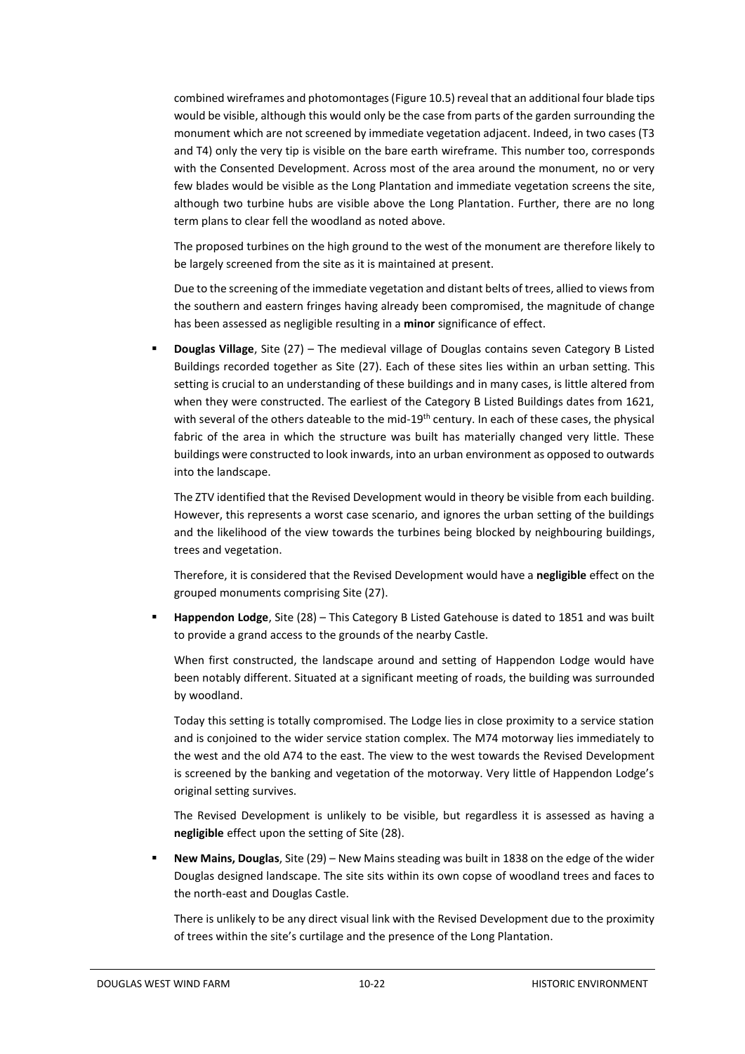combined wireframes and photomontages (Figure 10.5) reveal that an additional four blade tips would be visible, although this would only be the case from parts of the garden surrounding the monument which are not screened by immediate vegetation adjacent. Indeed, in two cases (T3 and T4) only the very tip is visible on the bare earth wireframe. This number too, corresponds with the Consented Development. Across most of the area around the monument, no or very few blades would be visible as the Long Plantation and immediate vegetation screens the site, although two turbine hubs are visible above the Long Plantation. Further, there are no long term plans to clear fell the woodland as noted above.

The proposed turbines on the high ground to the west of the monument are therefore likely to be largely screened from the site as it is maintained at present.

Due to the screening of the immediate vegetation and distant belts of trees, allied to views from the southern and eastern fringes having already been compromised, the magnitude of change has been assessed as negligible resulting in a **minor** significance of effect.

- **Douglas Village**, Site (27) – The medieval village of Douglas contains seven Category B Listed Buildings recorded together as Site (27). Each of these sites lies within an urban setting. This setting is crucial to an understanding of these buildings and in many cases, is little altered from when they were constructed. The earliest of the Category B Listed Buildings dates from 1621, with several of the others dateable to the mid-19th century. In each of these cases, the physical fabric of the area in which the structure was built has materially changed very little. These buildings were constructed to look inwards, into an urban environment as opposed to outwards into the landscape.

  The ZTV identified that the Revised Development would in theory be visible from each building. However, this represents a worst case scenario, and ignores the urban setting of the buildings and the likelihood of the view towards the turbines being blocked by neighbouring buildings, trees and vegetation.

  Therefore, it is considered that the Revised Development would have a **negligible** effect on the grouped monuments comprising Site (27).

- **Happendon Lodge**, Site (28) – This Category B Listed Gatehouse is dated to 1851 and was built to provide a grand access to the grounds of the nearby Castle.

  When first constructed, the landscape around and setting of Happendon Lodge would have been notably different. Situated at a significant meeting of roads, the building was surrounded by woodland.

  Today this setting is totally compromised. The Lodge lies in close proximity to a service station and is conjoined to the wider service station complex. The M74 motorway lies immediately to the west and the old A74 to the east. The view to the west towards the Revised Development is screened by the banking and vegetation of the motorway. Very little of Happendon Lodge's original setting survives.

  The Revised Development is unlikely to be visible, but regardless it is assessed as having a **negligible** effect upon the setting of Site (28).

- **New Mains, Douglas**, Site (29) – New Mains steading was built in 1838 on the edge of the wider Douglas designed landscape. The site sits within its own copse of woodland trees and faces to the north-east and Douglas Castle.

  There is unlikely to be any direct visual link with the Revised Development due to the proximity of trees within the site's curtilage and the presence of the Long Plantation.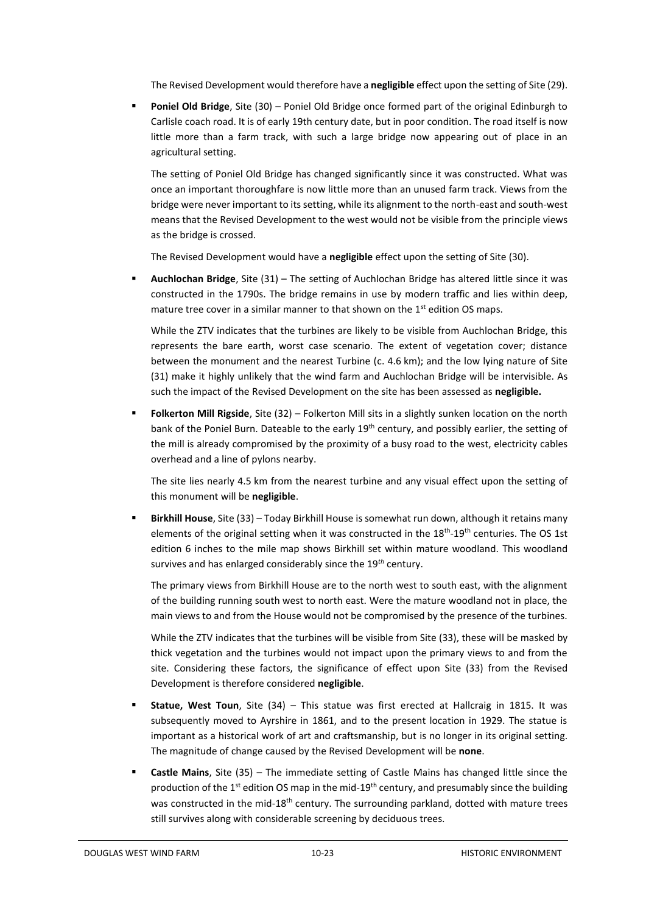The Revised Development would therefore have a **negligible** effect upon the setting of Site (29).

- **Poniel Old Bridge**, Site (30) – Poniel Old Bridge once formed part of the original Edinburgh to Carlisle coach road. It is of early 19th century date, but in poor condition. The road itself is now little more than a farm track, with such a large bridge now appearing out of place in an agricultural setting.

  The setting of Poniel Old Bridge has changed significantly since it was constructed. What was once an important thoroughfare is now little more than an unused farm track. Views from the bridge were never important to its setting, while its alignment to the north-east and south-west means that the Revised Development to the west would not be visible from the principle views as the bridge is crossed.

  The Revised Development would have a **negligible** effect upon the setting of Site (30).

- **Auchlochan Bridge**, Site (31) – The setting of Auchlochan Bridge has altered little since it was constructed in the 1790s. The bridge remains in use by modern traffic and lies within deep, mature tree cover in a similar manner to that shown on the 1st edition OS maps.

  While the ZTV indicates that the turbines are likely to be visible from Auchlochan Bridge, this represents the bare earth, worst case scenario. The extent of vegetation cover; distance between the monument and the nearest Turbine (c. 4.6 km); and the low lying nature of Site (31) make it highly unlikely that the wind farm and Auchlochan Bridge will be intervisible. As such the impact of the Revised Development on the site has been assessed as **negligible.**

- **Folkerton Mill Rigside**, Site (32) – Folkerton Mill sits in a slightly sunken location on the north bank of the Poniel Burn. Dateable to the early 19th century, and possibly earlier, the setting of the mill is already compromised by the proximity of a busy road to the west, electricity cables overhead and a line of pylons nearby.

  The site lies nearly 4.5 km from the nearest turbine and any visual effect upon the setting of this monument will be **negligible**.

- **Birkhill House**, Site (33) – Today Birkhill House is somewhat run down, although it retains many elements of the original setting when it was constructed in the 18th-19th centuries. The OS 1st edition 6 inches to the mile map shows Birkhill set within mature woodland. This woodland survives and has enlarged considerably since the 19*th* century.

  The primary views from Birkhill House are to the north west to south east, with the alignment of the building running south west to north east. Were the mature woodland not in place, the main views to and from the House would not be compromised by the presence of the turbines.

  While the ZTV indicates that the turbines will be visible from Site (33), these will be masked by thick vegetation and the turbines would not impact upon the primary views to and from the site. Considering these factors, the significance of effect upon Site (33) from the Revised Development is therefore considered **negligible**.

- **Statue, West Toun**, Site (34) – This statue was first erected at Hallcraig in 1815. It was subsequently moved to Ayrshire in 1861, and to the present location in 1929. The statue is important as a historical work of art and craftsmanship, but is no longer in its original setting. The magnitude of change caused by the Revised Development will be **none**.

- **Castle Mains**, Site (35) – The immediate setting of Castle Mains has changed little since the production of the 1st edition OS map in the mid-19th century, and presumably since the building was constructed in the mid-18th century. The surrounding parkland, dotted with mature trees still survives along with considerable screening by deciduous trees.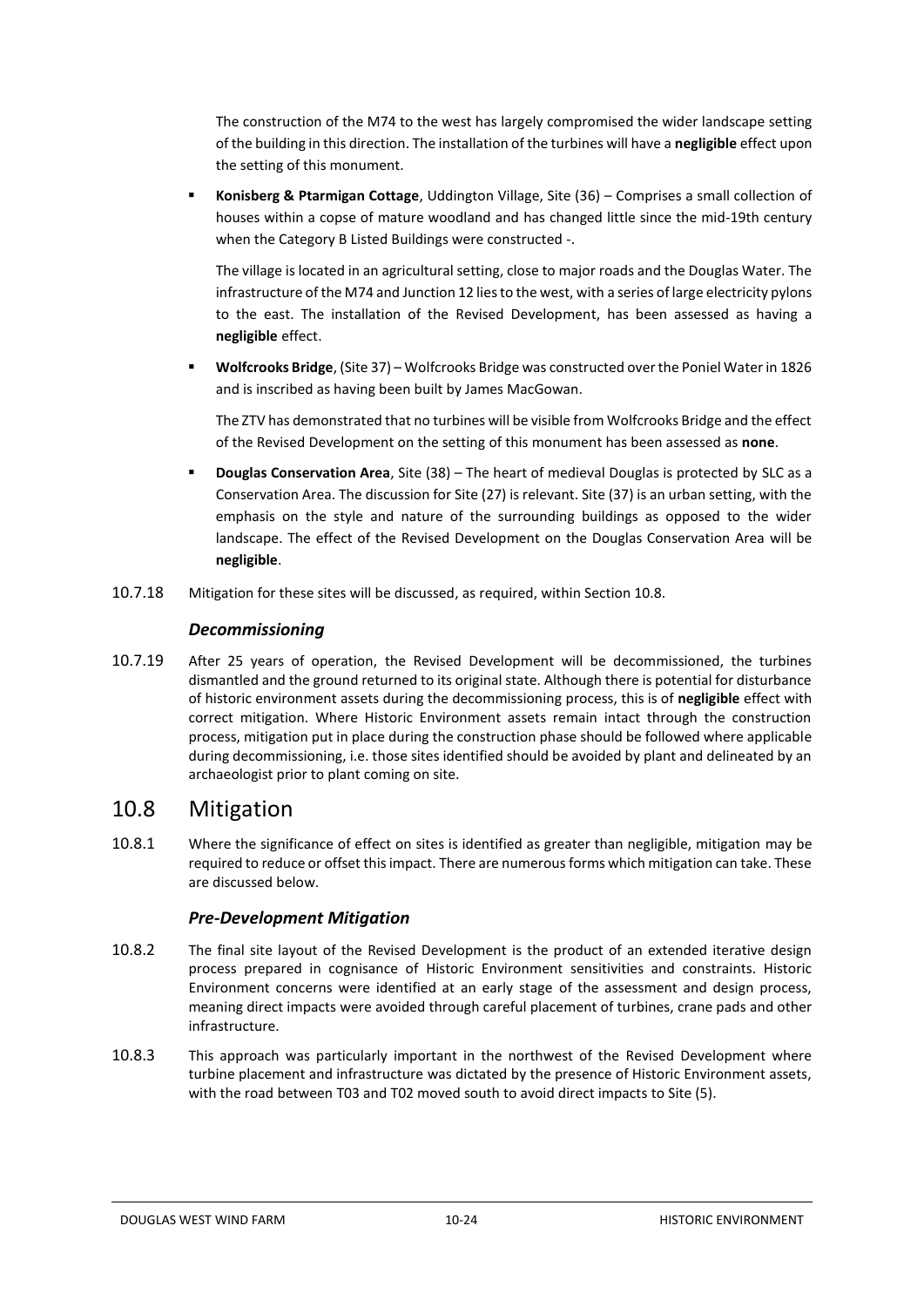The construction of the M74 to the west has largely compromised the wider landscape setting of the building in this direction. The installation of the turbines will have a **negligible** effect upon the setting of this monument.

- **Konisberg & Ptarmigan Cottage**, Uddington Village, Site (36) – Comprises a small collection of houses within a copse of mature woodland and has changed little since the mid-19th century when the Category B Listed Buildings were constructed -.

  The village is located in an agricultural setting, close to major roads and the Douglas Water. The infrastructure of the M74 and Junction 12 lies to the west, with a series of large electricity pylons to the east. The installation of the Revised Development, has been assessed as having a **negligible** effect.

- **Wolfcrooks Bridge**, (Site 37) – Wolfcrooks Bridge was constructed over the Poniel Water in 1826 and is inscribed as having been built by James MacGowan.

  The ZTV has demonstrated that no turbines will be visible from Wolfcrooks Bridge and the effect of the Revised Development on the setting of this monument has been assessed as **none**.

- **Douglas Conservation Area**, Site (38) – The heart of medieval Douglas is protected by SLC as a Conservation Area. The discussion for Site (27) is relevant. Site (37) is an urban setting, with the emphasis on the style and nature of the surrounding buildings as opposed to the wider landscape. The effect of the Revised Development on the Douglas Conservation Area will be **negligible**.

10.7.18 Mitigation for these sites will be discussed, as required, within Section 10.8.

### *Decommissioning*

10.7.19 After 25 years of operation, the Revised Development will be decommissioned, the turbines dismantled and the ground returned to its original state. Although there is potential for disturbance of historic environment assets during the decommissioning process, this is of **negligible** effect with correct mitigation. Where Historic Environment assets remain intact through the construction process, mitigation put in place during the construction phase should be followed where applicable during decommissioning, i.e. those sites identified should be avoided by plant and delineated by an archaeologist prior to plant coming on site.

## 10.8 Mitigation

10.8.1 Where the significance of effect on sites is identified as greater than negligible, mitigation may be required to reduce or offset this impact. There are numerous forms which mitigation can take. These are discussed below.

### *Pre-Development Mitigation*

10.8.2 The final site layout of the Revised Development is the product of an extended iterative design process prepared in cognisance of Historic Environment sensitivities and constraints. Historic Environment concerns were identified at an early stage of the assessment and design process, meaning direct impacts were avoided through careful placement of turbines, crane pads and other infrastructure.

10.8.3 This approach was particularly important in the northwest of the Revised Development where turbine placement and infrastructure was dictated by the presence of Historic Environment assets, with the road between T03 and T02 moved south to avoid direct impacts to Site (5).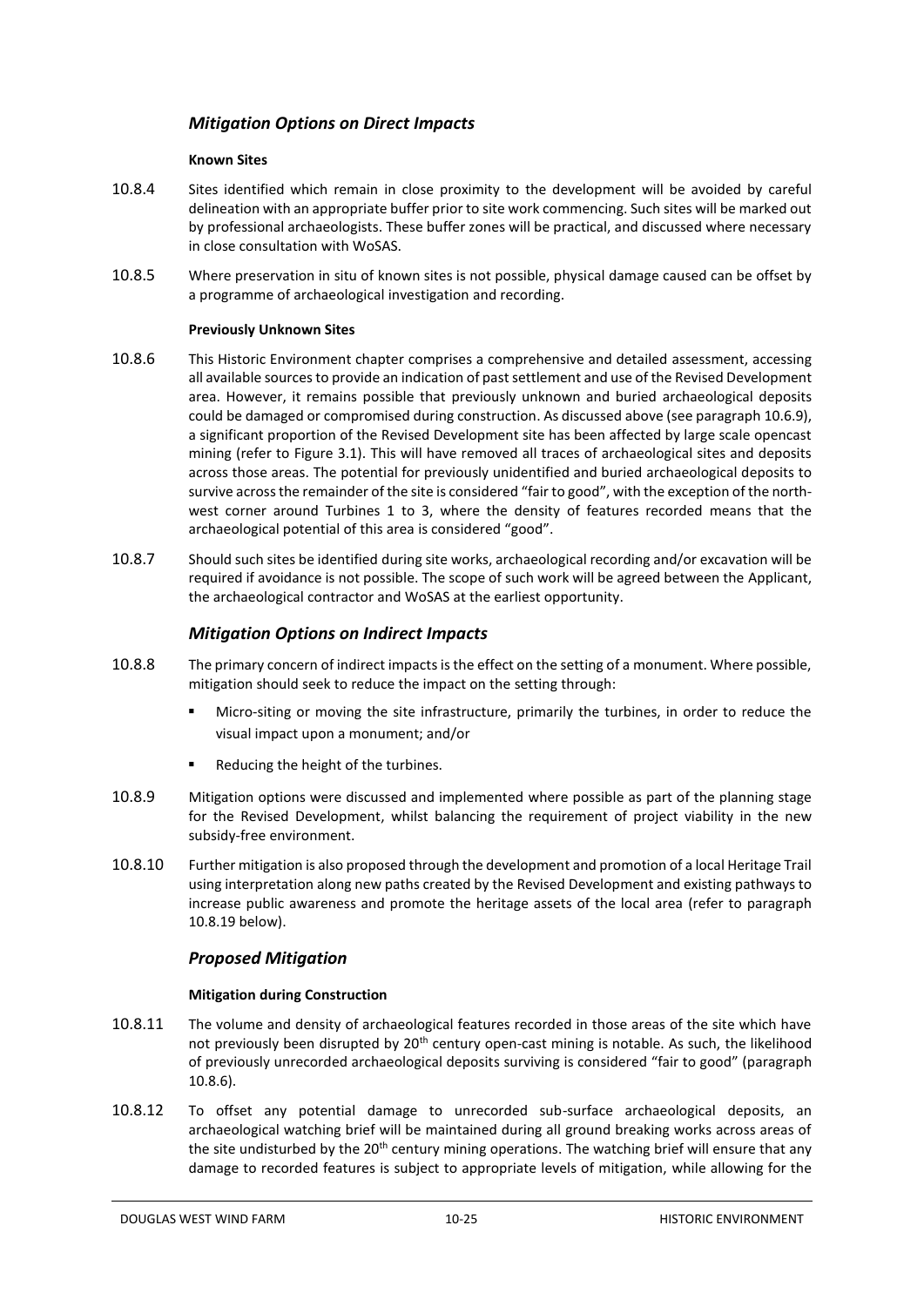### *Mitigation Options on Direct Impacts*

**Known Sites**

10.8.4 Sites identified which remain in close proximity to the development will be avoided by careful delineation with an appropriate buffer prior to site work commencing. Such sites will be marked out by professional archaeologists. These buffer zones will be practical, and discussed where necessary in close consultation with WoSAS.

10.8.5 Where preservation in situ of known sites is not possible, physical damage caused can be offset by a programme of archaeological investigation and recording.

**Previously Unknown Sites**

10.8.6 This Historic Environment chapter comprises a comprehensive and detailed assessment, accessing all available sources to provide an indication of past settlement and use of the Revised Development area. However, it remains possible that previously unknown and buried archaeological deposits could be damaged or compromised during construction. As discussed above (see paragraph 10.6.9), a significant proportion of the Revised Development site has been affected by large scale opencast mining (refer to Figure 3.1). This will have removed all traces of archaeological sites and deposits across those areas. The potential for previously unidentified and buried archaeological deposits to survive across the remainder of the site is considered "fair to good", with the exception of the north-west corner around Turbines 1 to 3, where the density of features recorded means that the archaeological potential of this area is considered "good".

10.8.7 Should such sites be identified during site works, archaeological recording and/or excavation will be required if avoidance is not possible. The scope of such work will be agreed between the Applicant, the archaeological contractor and WoSAS at the earliest opportunity.

### *Mitigation Options on Indirect Impacts*

10.8.8 The primary concern of indirect impacts is the effect on the setting of a monument. Where possible, mitigation should seek to reduce the impact on the setting through:

- Micro-siting or moving the site infrastructure, primarily the turbines, in order to reduce the visual impact upon a monument; and/or
- Reducing the height of the turbines.

10.8.9 Mitigation options were discussed and implemented where possible as part of the planning stage for the Revised Development, whilst balancing the requirement of project viability in the new subsidy-free environment.

10.8.10 Further mitigation is also proposed through the development and promotion of a local Heritage Trail using interpretation along new paths created by the Revised Development and existing pathways to increase public awareness and promote the heritage assets of the local area (refer to paragraph 10.8.19 below).

### *Proposed Mitigation*

**Mitigation during Construction**

10.8.11 The volume and density of archaeological features recorded in those areas of the site which have not previously been disrupted by 20th century open-cast mining is notable. As such, the likelihood of previously unrecorded archaeological deposits surviving is considered "fair to good" (paragraph 10.8.6).

10.8.12 To offset any potential damage to unrecorded sub-surface archaeological deposits, an archaeological watching brief will be maintained during all ground breaking works across areas of the site undisturbed by the 20th century mining operations. The watching brief will ensure that any damage to recorded features is subject to appropriate levels of mitigation, while allowing for the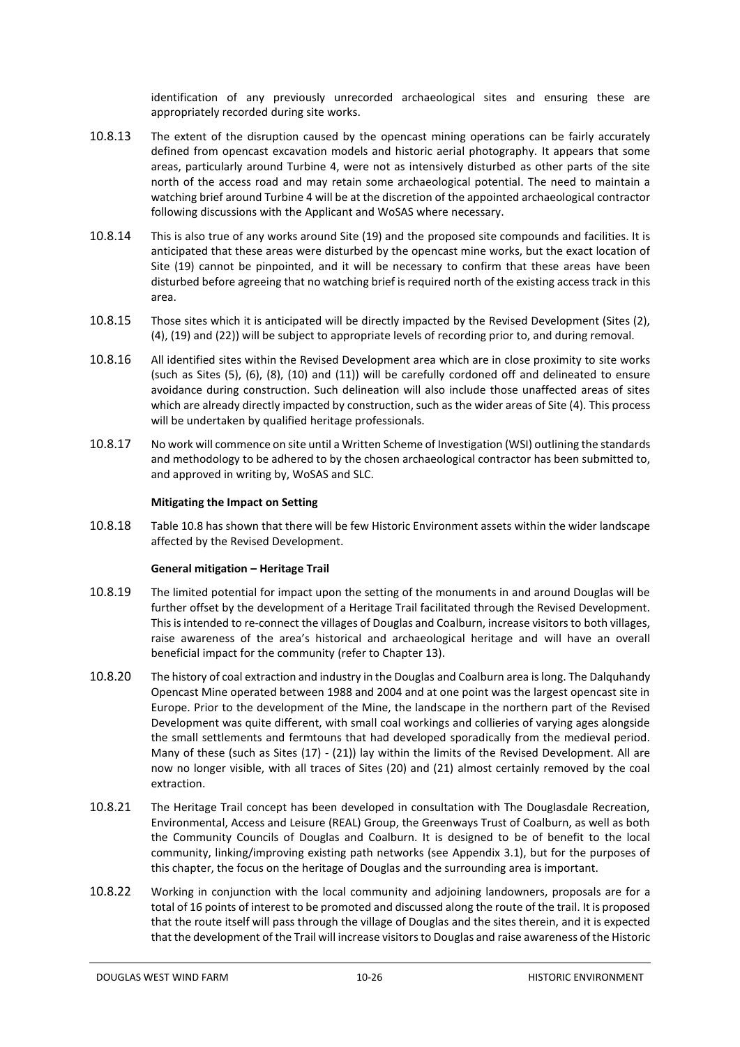identification of any previously unrecorded archaeological sites and ensuring these are appropriately recorded during site works.

10.8.13 The extent of the disruption caused by the opencast mining operations can be fairly accurately defined from opencast excavation models and historic aerial photography. It appears that some areas, particularly around Turbine 4, were not as intensively disturbed as other parts of the site north of the access road and may retain some archaeological potential. The need to maintain a watching brief around Turbine 4 will be at the discretion of the appointed archaeological contractor following discussions with the Applicant and WoSAS where necessary.

10.8.14 This is also true of any works around Site (19) and the proposed site compounds and facilities. It is anticipated that these areas were disturbed by the opencast mine works, but the exact location of Site (19) cannot be pinpointed, and it will be necessary to confirm that these areas have been disturbed before agreeing that no watching brief is required north of the existing access track in this area.

10.8.15 Those sites which it is anticipated will be directly impacted by the Revised Development (Sites (2), (4), (19) and (22)) will be subject to appropriate levels of recording prior to, and during removal.

10.8.16 All identified sites within the Revised Development area which are in close proximity to site works (such as Sites (5), (6), (8), (10) and (11)) will be carefully cordoned off and delineated to ensure avoidance during construction. Such delineation will also include those unaffected areas of sites which are already directly impacted by construction, such as the wider areas of Site (4). This process will be undertaken by qualified heritage professionals.

10.8.17 No work will commence on site until a Written Scheme of Investigation (WSI) outlining the standards and methodology to be adhered to by the chosen archaeological contractor has been submitted to, and approved in writing by, WoSAS and SLC.

**Mitigating the Impact on Setting**

10.8.18 Table 10.8 has shown that there will be few Historic Environment assets within the wider landscape affected by the Revised Development.

**General mitigation – Heritage Trail**

10.8.19 The limited potential for impact upon the setting of the monuments in and around Douglas will be further offset by the development of a Heritage Trail facilitated through the Revised Development. This is intended to re-connect the villages of Douglas and Coalburn, increase visitors to both villages, raise awareness of the area's historical and archaeological heritage and will have an overall beneficial impact for the community (refer to Chapter 13).

10.8.20 The history of coal extraction and industry in the Douglas and Coalburn area is long. The Dalquhandy Opencast Mine operated between 1988 and 2004 and at one point was the largest opencast site in Europe. Prior to the development of the Mine, the landscape in the northern part of the Revised Development was quite different, with small coal workings and collieries of varying ages alongside the small settlements and fermtouns that had developed sporadically from the medieval period. Many of these (such as Sites (17) - (21)) lay within the limits of the Revised Development. All are now no longer visible, with all traces of Sites (20) and (21) almost certainly removed by the coal extraction.

10.8.21 The Heritage Trail concept has been developed in consultation with The Douglasdale Recreation, Environmental, Access and Leisure (REAL) Group, the Greenways Trust of Coalburn, as well as both the Community Councils of Douglas and Coalburn. It is designed to be of benefit to the local community, linking/improving existing path networks (see Appendix 3.1), but for the purposes of this chapter, the focus on the heritage of Douglas and the surrounding area is important.

10.8.22 Working in conjunction with the local community and adjoining landowners, proposals are for a total of 16 points of interest to be promoted and discussed along the route of the trail. It is proposed that the route itself will pass through the village of Douglas and the sites therein, and it is expected that the development of the Trail will increase visitors to Douglas and raise awareness of the Historic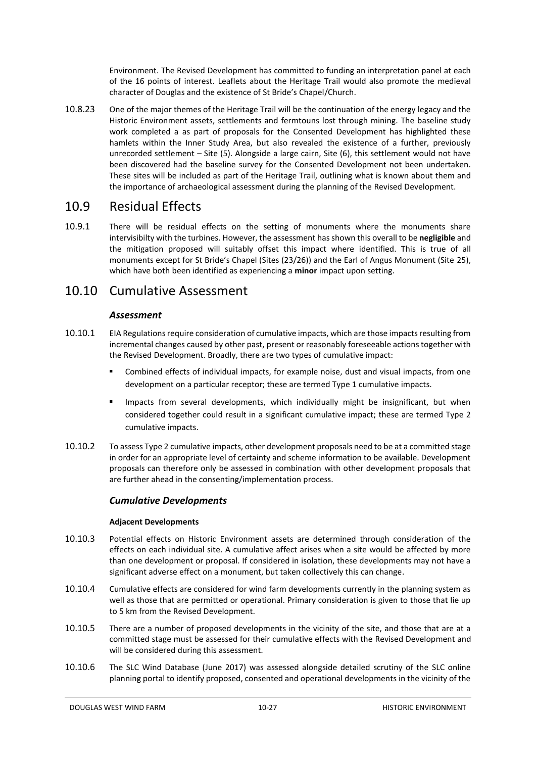Environment. The Revised Development has committed to funding an interpretation panel at each of the 16 points of interest. Leaflets about the Heritage Trail would also promote the medieval character of Douglas and the existence of St Bride's Chapel/Church.

10.8.23 One of the major themes of the Heritage Trail will be the continuation of the energy legacy and the Historic Environment assets, settlements and fermtouns lost through mining. The baseline study work completed a as part of proposals for the Consented Development has highlighted these hamlets within the Inner Study Area, but also revealed the existence of a further, previously unrecorded settlement – Site (5). Alongside a large cairn, Site (6), this settlement would not have been discovered had the baseline survey for the Consented Development not been undertaken. These sites will be included as part of the Heritage Trail, outlining what is known about them and the importance of archaeological assessment during the planning of the Revised Development.

## 10.9 Residual Effects

10.9.1 There will be residual effects on the setting of monuments where the monuments share intervisibilty with the turbines. However, the assessment has shown this overall to be **negligible** and the mitigation proposed will suitably offset this impact where identified. This is true of all monuments except for St Bride's Chapel (Sites (23/26)) and the Earl of Angus Monument (Site 25), which have both been identified as experiencing a **minor** impact upon setting.

## 10.10 Cumulative Assessment

### *Assessment*

10.10.1 EIA Regulations require consideration of cumulative impacts, which are those impacts resulting from incremental changes caused by other past, present or reasonably foreseeable actions together with the Revised Development. Broadly, there are two types of cumulative impact:

- Combined effects of individual impacts, for example noise, dust and visual impacts, from one development on a particular receptor; these are termed Type 1 cumulative impacts.
- Impacts from several developments, which individually might be insignificant, but when considered together could result in a significant cumulative impact; these are termed Type 2 cumulative impacts.

10.10.2 To assess Type 2 cumulative impacts, other development proposals need to be at a committed stage in order for an appropriate level of certainty and scheme information to be available. Development proposals can therefore only be assessed in combination with other development proposals that are further ahead in the consenting/implementation process.

### *Cumulative Developments*

#### **Adjacent Developments**

10.10.3 Potential effects on Historic Environment assets are determined through consideration of the effects on each individual site. A cumulative affect arises when a site would be affected by more than one development or proposal. If considered in isolation, these developments may not have a significant adverse effect on a monument, but taken collectively this can change.

10.10.4 Cumulative effects are considered for wind farm developments currently in the planning system as well as those that are permitted or operational. Primary consideration is given to those that lie up to 5 km from the Revised Development.

10.10.5 There are a number of proposed developments in the vicinity of the site, and those that are at a committed stage must be assessed for their cumulative effects with the Revised Development and will be considered during this assessment.

10.10.6 The SLC Wind Database (June 2017) was assessed alongside detailed scrutiny of the SLC online planning portal to identify proposed, consented and operational developments in the vicinity of the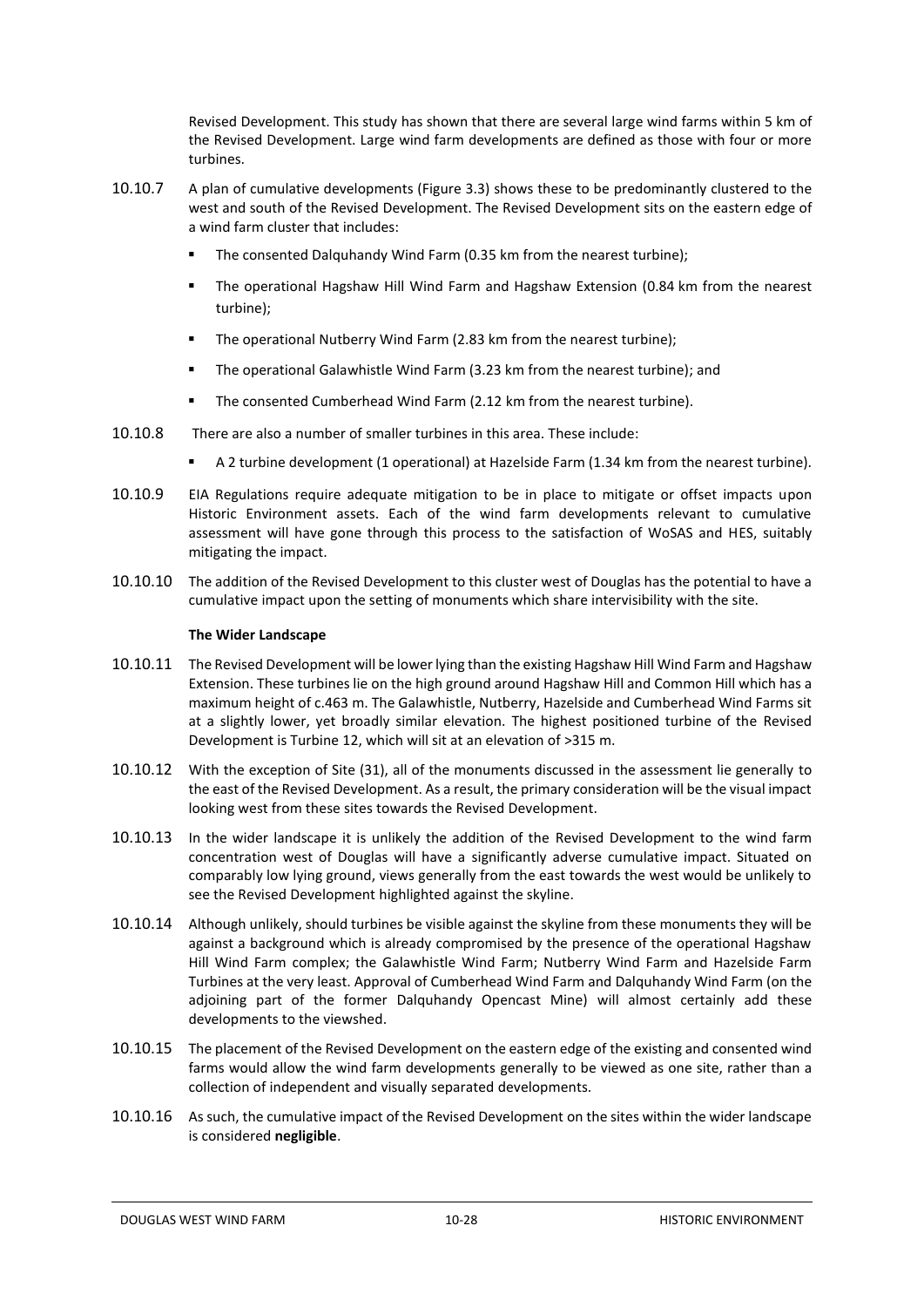Revised Development. This study has shown that there are several large wind farms within 5 km of the Revised Development. Large wind farm developments are defined as those with four or more turbines.

10.10.7 A plan of cumulative developments (Figure 3.3) shows these to be predominantly clustered to the west and south of the Revised Development. The Revised Development sits on the eastern edge of a wind farm cluster that includes:

- The consented Dalquhandy Wind Farm (0.35 km from the nearest turbine);
- The operational Hagshaw Hill Wind Farm and Hagshaw Extension (0.84 km from the nearest turbine);
- The operational Nutberry Wind Farm (2.83 km from the nearest turbine);
- The operational Galawhistle Wind Farm (3.23 km from the nearest turbine); and
- The consented Cumberhead Wind Farm (2.12 km from the nearest turbine).

10.10.8 There are also a number of smaller turbines in this area. These include:

- A 2 turbine development (1 operational) at Hazelside Farm (1.34 km from the nearest turbine).

10.10.9 EIA Regulations require adequate mitigation to be in place to mitigate or offset impacts upon Historic Environment assets. Each of the wind farm developments relevant to cumulative assessment will have gone through this process to the satisfaction of WoSAS and HES, suitably mitigating the impact.

10.10.10 The addition of the Revised Development to this cluster west of Douglas has the potential to have a cumulative impact upon the setting of monuments which share intervisibility with the site.

**The Wider Landscape**

10.10.11 The Revised Development will be lower lying than the existing Hagshaw Hill Wind Farm and Hagshaw Extension. These turbines lie on the high ground around Hagshaw Hill and Common Hill which has a maximum height of c.463 m. The Galawhistle, Nutberry, Hazelside and Cumberhead Wind Farms sit at a slightly lower, yet broadly similar elevation. The highest positioned turbine of the Revised Development is Turbine 12, which will sit at an elevation of >315 m.

10.10.12 With the exception of Site (31), all of the monuments discussed in the assessment lie generally to the east of the Revised Development. As a result, the primary consideration will be the visual impact looking west from these sites towards the Revised Development.

10.10.13 In the wider landscape it is unlikely the addition of the Revised Development to the wind farm concentration west of Douglas will have a significantly adverse cumulative impact. Situated on comparably low lying ground, views generally from the east towards the west would be unlikely to see the Revised Development highlighted against the skyline.

10.10.14 Although unlikely, should turbines be visible against the skyline from these monuments they will be against a background which is already compromised by the presence of the operational Hagshaw Hill Wind Farm complex; the Galawhistle Wind Farm; Nutberry Wind Farm and Hazelside Farm Turbines at the very least. Approval of Cumberhead Wind Farm and Dalquhandy Wind Farm (on the adjoining part of the former Dalquhandy Opencast Mine) will almost certainly add these developments to the viewshed.

10.10.15 The placement of the Revised Development on the eastern edge of the existing and consented wind farms would allow the wind farm developments generally to be viewed as one site, rather than a collection of independent and visually separated developments.

10.10.16 As such, the cumulative impact of the Revised Development on the sites within the wider landscape is considered **negligible**.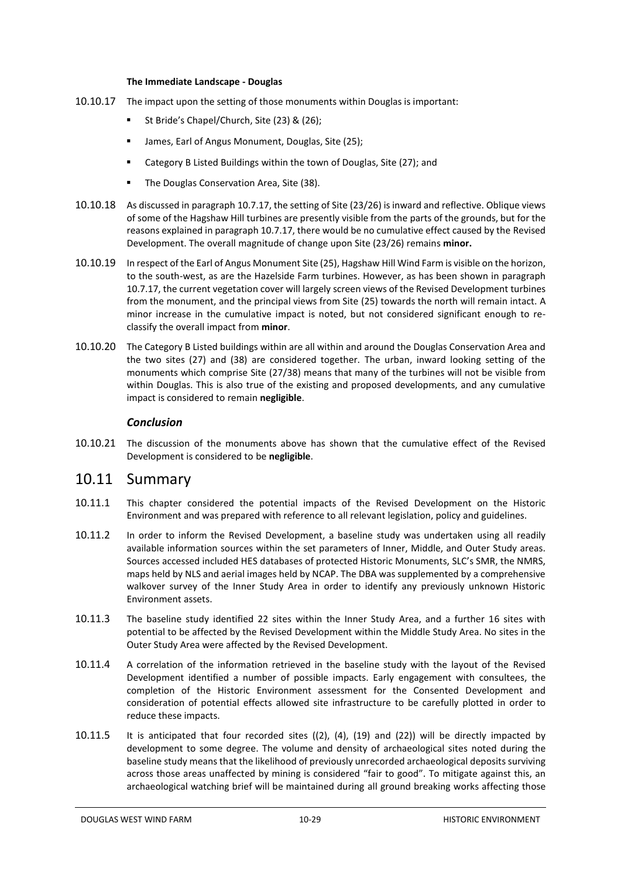**The Immediate Landscape - Douglas**

10.10.17 The impact upon the setting of those monuments within Douglas is important:

- St Bride's Chapel/Church, Site (23) & (26);
- James, Earl of Angus Monument, Douglas, Site (25);
- Category B Listed Buildings within the town of Douglas, Site (27); and
- The Douglas Conservation Area, Site (38).

10.10.18 As discussed in paragraph 10.7.17, the setting of Site (23/26) is inward and reflective. Oblique views of some of the Hagshaw Hill turbines are presently visible from the parts of the grounds, but for the reasons explained in paragraph 10.7.17, there would be no cumulative effect caused by the Revised Development. The overall magnitude of change upon Site (23/26) remains **minor.**

10.10.19 In respect of the Earl of Angus Monument Site (25), Hagshaw Hill Wind Farm is visible on the horizon, to the south-west, as are the Hazelside Farm turbines. However, as has been shown in paragraph 10.7.17, the current vegetation cover will largely screen views of the Revised Development turbines from the monument, and the principal views from Site (25) towards the north will remain intact. A minor increase in the cumulative impact is noted, but not considered significant enough to re-classify the overall impact from **minor**.

10.10.20 The Category B Listed buildings within are all within and around the Douglas Conservation Area and the two sites (27) and (38) are considered together. The urban, inward looking setting of the monuments which comprise Site (27/38) means that many of the turbines will not be visible from within Douglas. This is also true of the existing and proposed developments, and any cumulative impact is considered to remain **negligible**.

### *Conclusion*

10.10.21 The discussion of the monuments above has shown that the cumulative effect of the Revised Development is considered to be **negligible**.

## 10.11 Summary

10.11.1 This chapter considered the potential impacts of the Revised Development on the Historic Environment and was prepared with reference to all relevant legislation, policy and guidelines.

10.11.2 In order to inform the Revised Development, a baseline study was undertaken using all readily available information sources within the set parameters of Inner, Middle, and Outer Study areas. Sources accessed included HES databases of protected Historic Monuments, SLC's SMR, the NMRS, maps held by NLS and aerial images held by NCAP. The DBA was supplemented by a comprehensive walkover survey of the Inner Study Area in order to identify any previously unknown Historic Environment assets.

10.11.3 The baseline study identified 22 sites within the Inner Study Area, and a further 16 sites with potential to be affected by the Revised Development within the Middle Study Area. No sites in the Outer Study Area were affected by the Revised Development.

10.11.4 A correlation of the information retrieved in the baseline study with the layout of the Revised Development identified a number of possible impacts. Early engagement with consultees, the completion of the Historic Environment assessment for the Consented Development and consideration of potential effects allowed site infrastructure to be carefully plotted in order to reduce these impacts.

10.11.5 It is anticipated that four recorded sites ((2), (4), (19) and (22)) will be directly impacted by development to some degree. The volume and density of archaeological sites noted during the baseline study means that the likelihood of previously unrecorded archaeological deposits surviving across those areas unaffected by mining is considered "fair to good". To mitigate against this, an archaeological watching brief will be maintained during all ground breaking works affecting those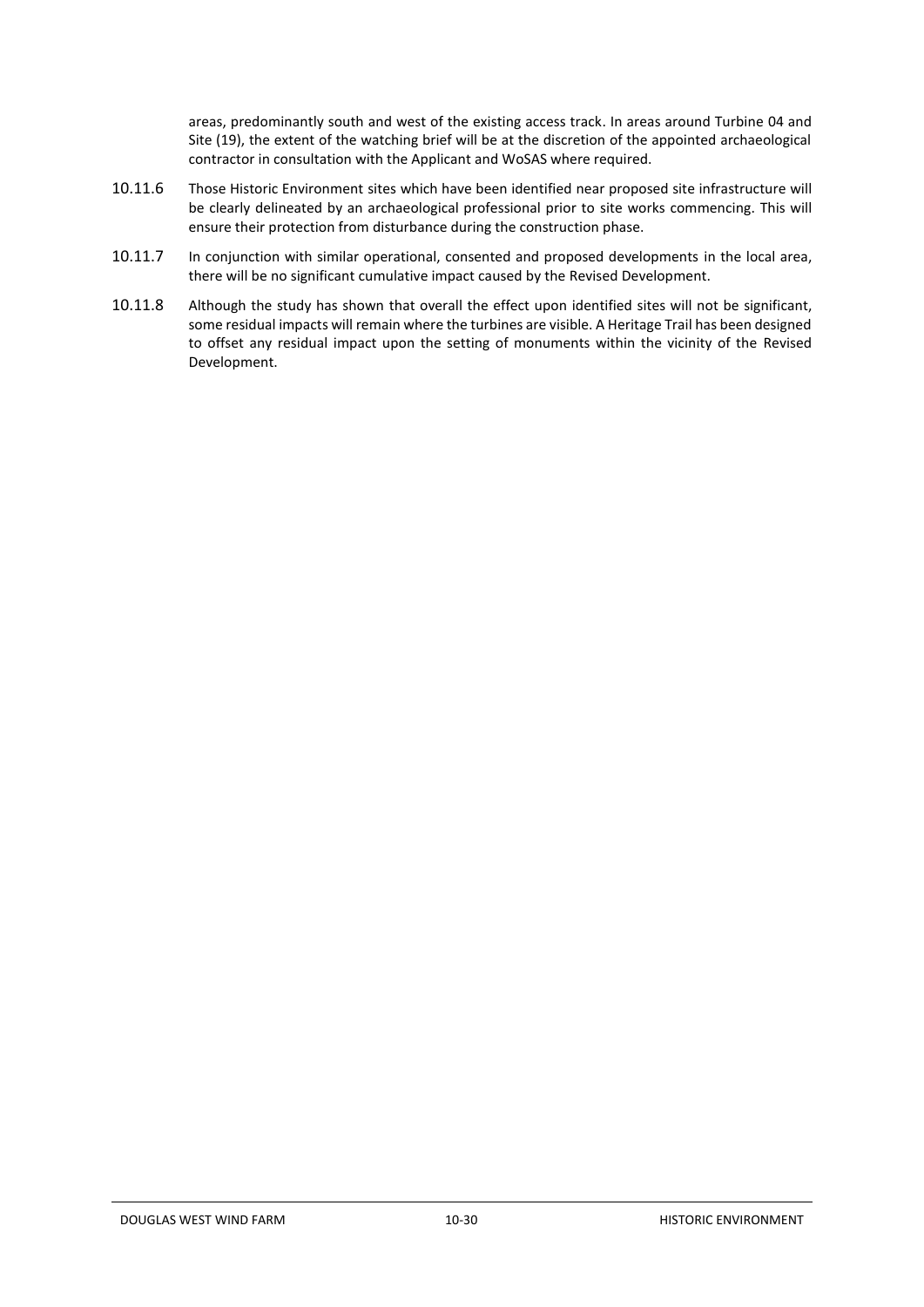areas, predominantly south and west of the existing access track. In areas around Turbine 04 and Site (19), the extent of the watching brief will be at the discretion of the appointed archaeological contractor in consultation with the Applicant and WoSAS where required.

10.11.6 Those Historic Environment sites which have been identified near proposed site infrastructure will be clearly delineated by an archaeological professional prior to site works commencing. This will ensure their protection from disturbance during the construction phase.

10.11.7 In conjunction with similar operational, consented and proposed developments in the local area, there will be no significant cumulative impact caused by the Revised Development.

10.11.8 Although the study has shown that overall the effect upon identified sites will not be significant, some residual impacts will remain where the turbines are visible. A Heritage Trail has been designed to offset any residual impact upon the setting of monuments within the vicinity of the Revised Development.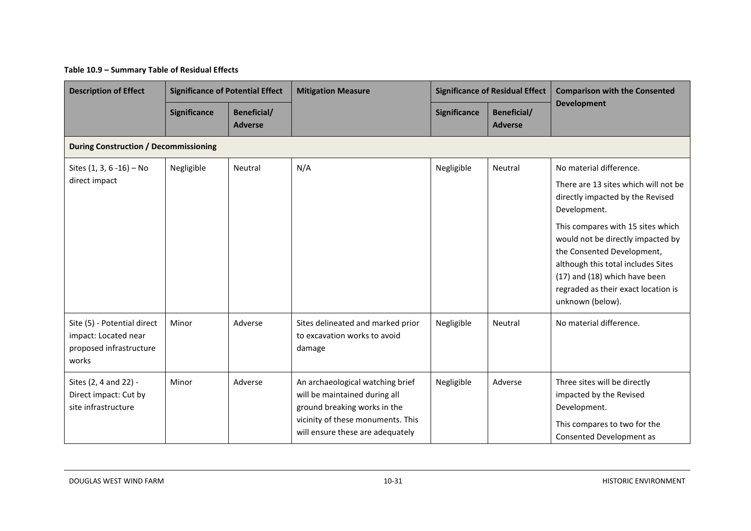**Table 10.9 – Summary Table of Residual Effects**

| Description of Effect | Significance of Potential Effect | | Mitigation Measure | Significance of Residual Effect | | Comparison with the Consented Development |
|---|---|---|---|---|---|---|
| | Significance | Beneficial/ Adverse | | Significance | Beneficial/ Adverse | |
| **During Construction / Decommissioning** | | | | | | |
| Sites (1, 3, 6 -16) – No direct impact | Negligible | Neutral | N/A | Negligible | Neutral | No material difference. There are 13 sites which will not be directly impacted by the Revised Development. This compares with 15 sites which would not be directly impacted by the Consented Development, although this total includes Sites (17) and (18) which have been regraded as their exact location is unknown (below). |
| Site (5) - Potential direct impact: Located near proposed infrastructure works | Minor | Adverse | Sites delineated and marked prior to excavation works to avoid damage | Negligible | Neutral | No material difference. |
| Sites (2, 4 and 22) - Direct impact: Cut by site infrastructure | Minor | Adverse | An archaeological watching brief will be maintained during all ground breaking works in the vicinity of these monuments. This will ensure these are adequately | Negligible | Adverse | Three sites will be directly impacted by the Revised Development. This compares to two for the Consented Development as |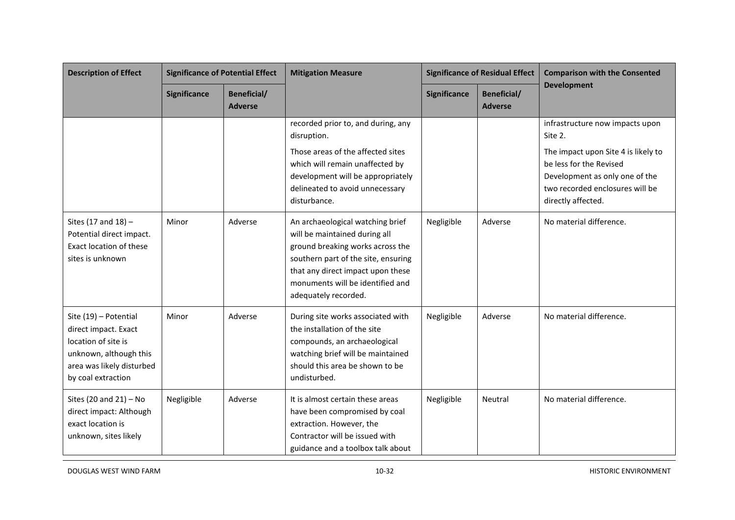| Description of Effect | Significance of Potential Effect | | Mitigation Measure | Significance of Residual Effect | | Comparison with the Consented Development |
|---|---|---|---|---|---|---|
| | Significance | Beneficial/ Adverse | | Significance | Beneficial/ Adverse | |
| | | | recorded prior to, and during, any disruption.<br><br>Those areas of the affected sites which will remain unaffected by development will be appropriately delineated to avoid unnecessary disturbance. | | | infrastructure now impacts upon Site 2.<br><br>The impact upon Site 4 is likely to be less for the Revised Development as only one of the two recorded enclosures will be directly affected. |
| Sites (17 and 18) – Potential direct impact. Exact location of these sites is unknown | Minor | Adverse | An archaeological watching brief will be maintained during all ground breaking works across the southern part of the site, ensuring that any direct impact upon these monuments will be identified and adequately recorded. | Negligible | Adverse | No material difference. |
| Site (19) – Potential direct impact. Exact location of site is unknown, although this area was likely disturbed by coal extraction | Minor | Adverse | During site works associated with the installation of the site compounds, an archaeological watching brief will be maintained should this area be shown to be undisturbed. | Negligible | Adverse | No material difference. |
| Sites (20 and 21) – No direct impact: Although exact location is unknown, sites likely | Negligible | Adverse | It is almost certain these areas have been compromised by coal extraction. However, the Contractor will be issued with guidance and a toolbox talk about | Negligible | Neutral | No material difference. |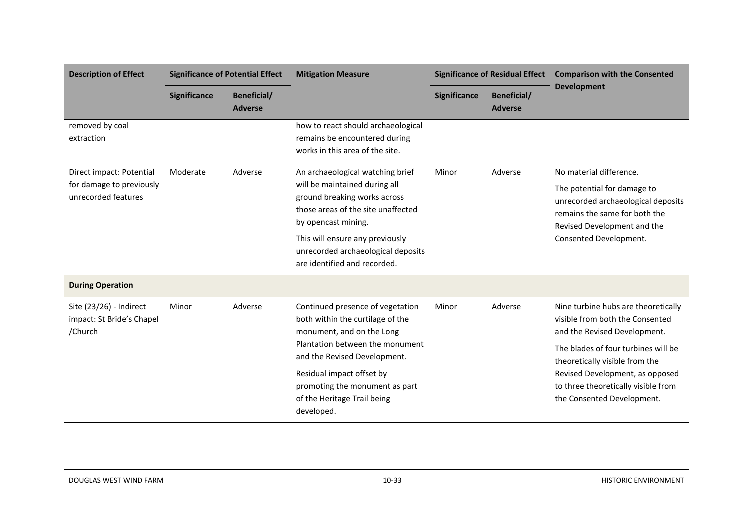| Description of Effect | Significance of Potential Effect | | Mitigation Measure | Significance of Residual Effect | | Comparison with the Consented Development |
|---|---|---|---|---|---|---|
| | Significance | Beneficial/ Adverse | | Significance | Beneficial/ Adverse | |
| removed by coal extraction | | | how to react should archaeological remains be encountered during works in this area of the site. | | | |
| Direct impact: Potential for damage to previously unrecorded features | Moderate | Adverse | An archaeological watching brief will be maintained during all ground breaking works across those areas of the site unaffected by opencast mining.<br><br>This will ensure any previously unrecorded archaeological deposits are identified and recorded. | Minor | Adverse | No material difference.<br><br>The potential for damage to unrecorded archaeological deposits remains the same for both the Revised Development and the Consented Development. |
| **During Operation** | | | | | | |
| Site (23/26) - Indirect impact: St Bride's Chapel /Church | Minor | Adverse | Continued presence of vegetation both within the curtilage of the monument, and on the Long Plantation between the monument and the Revised Development.<br><br>Residual impact offset by promoting the monument as part of the Heritage Trail being developed. | Minor | Adverse | Nine turbine hubs are theoretically visible from both the Consented and the Revised Development.<br><br>The blades of four turbines will be theoretically visible from the Revised Development, as opposed to three theoretically visible from the Consented Development. |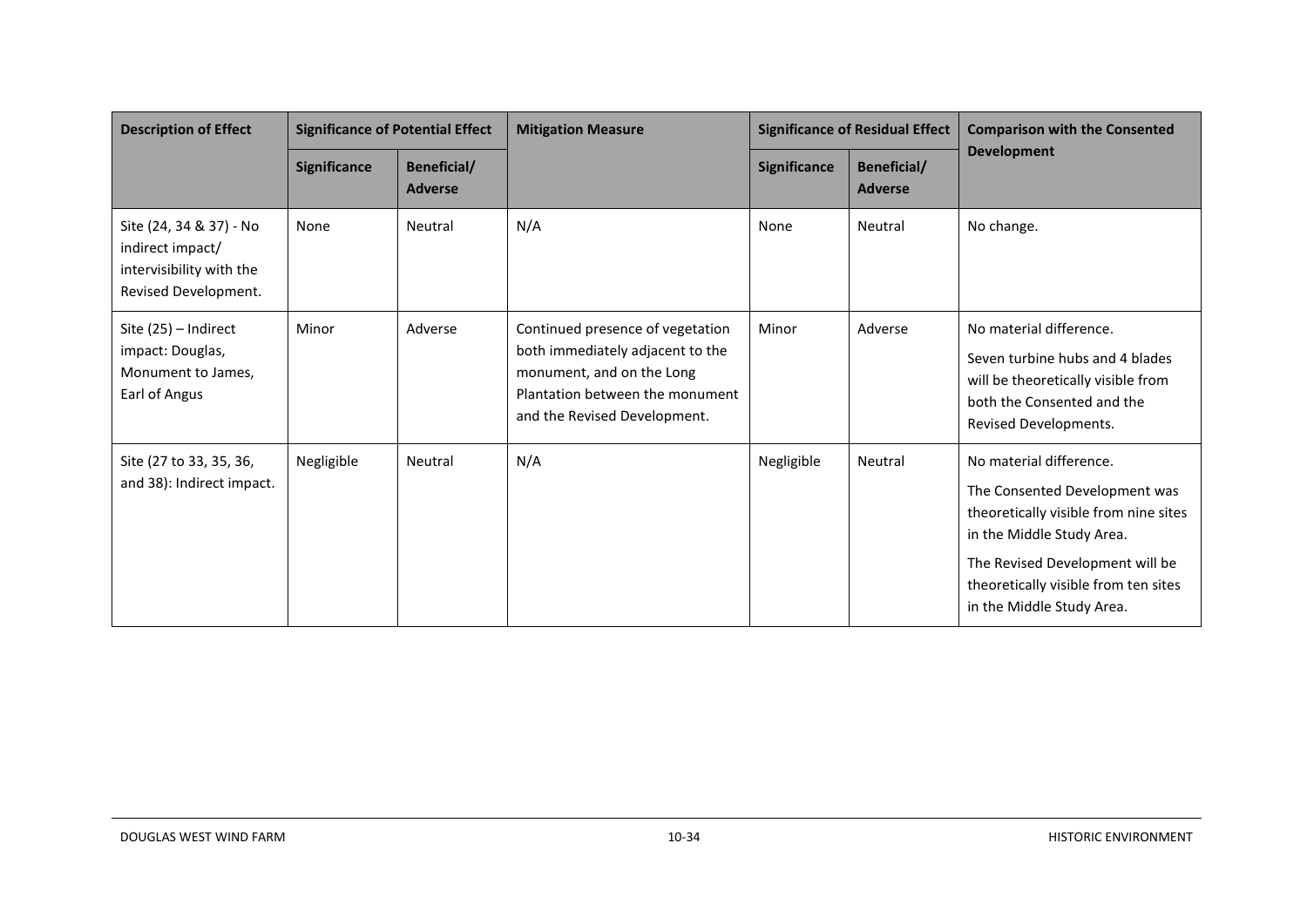| Description of Effect | Significance of Potential Effect | | Mitigation Measure | Significance of Residual Effect | | Comparison with the Consented Development |
|---|---|---|---|---|---|---|
| | Significance | Beneficial/ Adverse | | Significance | Beneficial/ Adverse | |
| Site (24, 34 & 37) - No indirect impact/ intervisibility with the Revised Development. | None | Neutral | N/A | None | Neutral | No change. |
| Site (25) – Indirect impact: Douglas, Monument to James, Earl of Angus | Minor | Adverse | Continued presence of vegetation both immediately adjacent to the monument, and on the Long Plantation between the monument and the Revised Development. | Minor | Adverse | No material difference.<br><br>Seven turbine hubs and 4 blades will be theoretically visible from both the Consented and the Revised Developments. |
| Site (27 to 33, 35, 36, and 38): Indirect impact. | Negligible | Neutral | N/A | Negligible | Neutral | No material difference.<br><br>The Consented Development was theoretically visible from nine sites in the Middle Study Area.<br><br>The Revised Development will be theoretically visible from ten sites in the Middle Study Area. |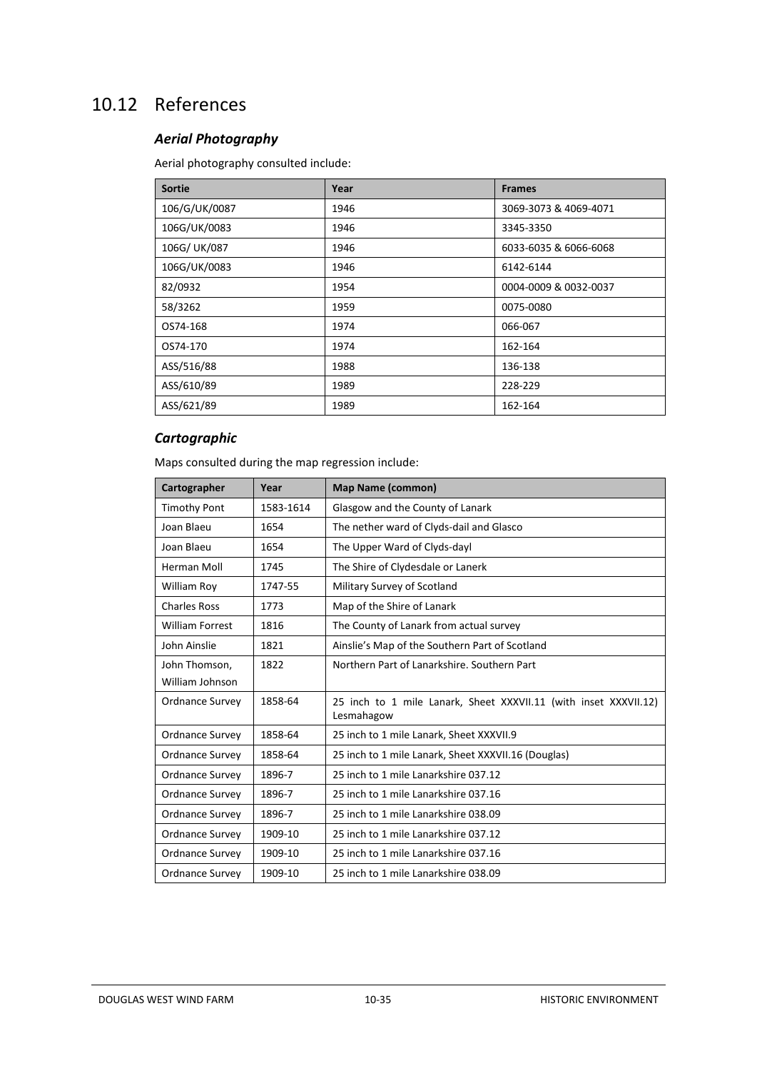## 10.12 References

### *Aerial Photography*

Aerial photography consulted include:

| Sortie | Year | Frames |
|---|---|---|
| 106/G/UK/0087 | 1946 | 3069-3073 & 4069-4071 |
| 106G/UK/0083 | 1946 | 3345-3350 |
| 106G/ UK/087 | 1946 | 6033-6035 & 6066-6068 |
| 106G/UK/0083 | 1946 | 6142-6144 |
| 82/0932 | 1954 | 0004-0009 & 0032-0037 |
| 58/3262 | 1959 | 0075-0080 |
| OS74-168 | 1974 | 066-067 |
| OS74-170 | 1974 | 162-164 |
| ASS/516/88 | 1988 | 136-138 |
| ASS/610/89 | 1989 | 228-229 |
| ASS/621/89 | 1989 | 162-164 |

### *Cartographic*

Maps consulted during the map regression include:

| Cartographer | Year | Map Name (common) |
|---|---|---|
| Timothy Pont | 1583-1614 | Glasgow and the County of Lanark |
| Joan Blaeu | 1654 | The nether ward of Clyds-dail and Glasco |
| Joan Blaeu | 1654 | The Upper Ward of Clyds-dayl |
| Herman Moll | 1745 | The Shire of Clydesdale or Lanerk |
| William Roy | 1747-55 | Military Survey of Scotland |
| Charles Ross | 1773 | Map of the Shire of Lanark |
| William Forrest | 1816 | The County of Lanark from actual survey |
| John Ainslie | 1821 | Ainslie's Map of the Southern Part of Scotland |
| John Thomson, William Johnson | 1822 | Northern Part of Lanarkshire. Southern Part |
| Ordnance Survey | 1858-64 | 25 inch to 1 mile Lanark, Sheet XXXVII.11 (with inset XXXVII.12) Lesmahagow |
| Ordnance Survey | 1858-64 | 25 inch to 1 mile Lanark, Sheet XXXVII.9 |
| Ordnance Survey | 1858-64 | 25 inch to 1 mile Lanark, Sheet XXXVII.16 (Douglas) |
| Ordnance Survey | 1896-7 | 25 inch to 1 mile Lanarkshire 037.12 |
| Ordnance Survey | 1896-7 | 25 inch to 1 mile Lanarkshire 037.16 |
| Ordnance Survey | 1896-7 | 25 inch to 1 mile Lanarkshire 038.09 |
| Ordnance Survey | 1909-10 | 25 inch to 1 mile Lanarkshire 037.12 |
| Ordnance Survey | 1909-10 | 25 inch to 1 mile Lanarkshire 037.16 |
| Ordnance Survey | 1909-10 | 25 inch to 1 mile Lanarkshire 038.09 |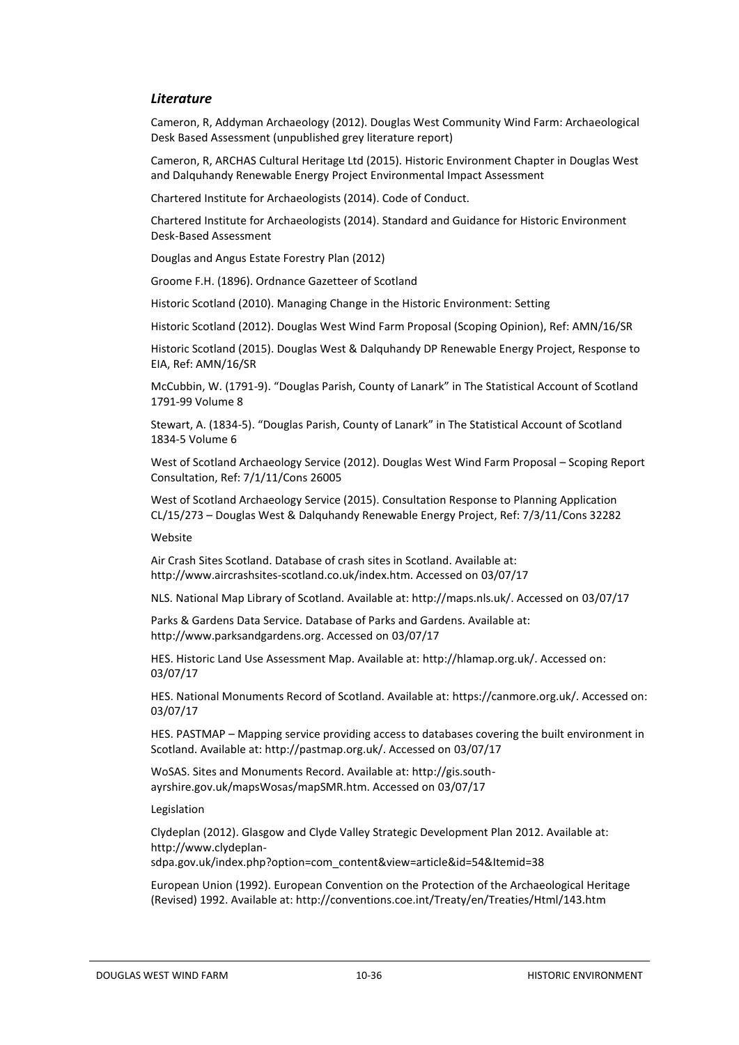### *Literature*

Cameron, R, Addyman Archaeology (2012). Douglas West Community Wind Farm: Archaeological Desk Based Assessment (unpublished grey literature report)

Cameron, R, ARCHAS Cultural Heritage Ltd (2015). Historic Environment Chapter in Douglas West and Dalquhandy Renewable Energy Project Environmental Impact Assessment

Chartered Institute for Archaeologists (2014). Code of Conduct.

Chartered Institute for Archaeologists (2014). Standard and Guidance for Historic Environment Desk-Based Assessment

Douglas and Angus Estate Forestry Plan (2012)

Groome F.H. (1896). Ordnance Gazetteer of Scotland

Historic Scotland (2010). Managing Change in the Historic Environment: Setting

Historic Scotland (2012). Douglas West Wind Farm Proposal (Scoping Opinion), Ref: AMN/16/SR

Historic Scotland (2015). Douglas West & Dalquhandy DP Renewable Energy Project, Response to EIA, Ref: AMN/16/SR

McCubbin, W. (1791-9). "Douglas Parish, County of Lanark" in The Statistical Account of Scotland 1791-99 Volume 8

Stewart, A. (1834-5). "Douglas Parish, County of Lanark" in The Statistical Account of Scotland 1834-5 Volume 6

West of Scotland Archaeology Service (2012). Douglas West Wind Farm Proposal – Scoping Report Consultation, Ref: 7/1/11/Cons 26005

West of Scotland Archaeology Service (2015). Consultation Response to Planning Application CL/15/273 – Douglas West & Dalquhandy Renewable Energy Project, Ref: 7/3/11/Cons 32282

Website

Air Crash Sites Scotland. Database of crash sites in Scotland. Available at: http://www.aircrashsites-scotland.co.uk/index.htm. Accessed on 03/07/17

NLS. National Map Library of Scotland. Available at: http://maps.nls.uk/. Accessed on 03/07/17

Parks & Gardens Data Service. Database of Parks and Gardens. Available at: http://www.parksandgardens.org. Accessed on 03/07/17

HES. Historic Land Use Assessment Map. Available at: http://hlamap.org.uk/. Accessed on: 03/07/17

HES. National Monuments Record of Scotland. Available at: https://canmore.org.uk/. Accessed on: 03/07/17

HES. PASTMAP – Mapping service providing access to databases covering the built environment in Scotland. Available at: http://pastmap.org.uk/. Accessed on 03/07/17

WoSAS. Sites and Monuments Record. Available at: http://gis.south-ayrshire.gov.uk/mapsWosas/mapSMR.htm. Accessed on 03/07/17

Legislation

Clydeplan (2012). Glasgow and Clyde Valley Strategic Development Plan 2012. Available at: http://www.clydeplan-sdpa.gov.uk/index.php?option=com_content&view=article&id=54&Itemid=38

European Union (1992). European Convention on the Protection of the Archaeological Heritage (Revised) 1992. Available at: http://conventions.coe.int/Treaty/en/Treaties/Html/143.htm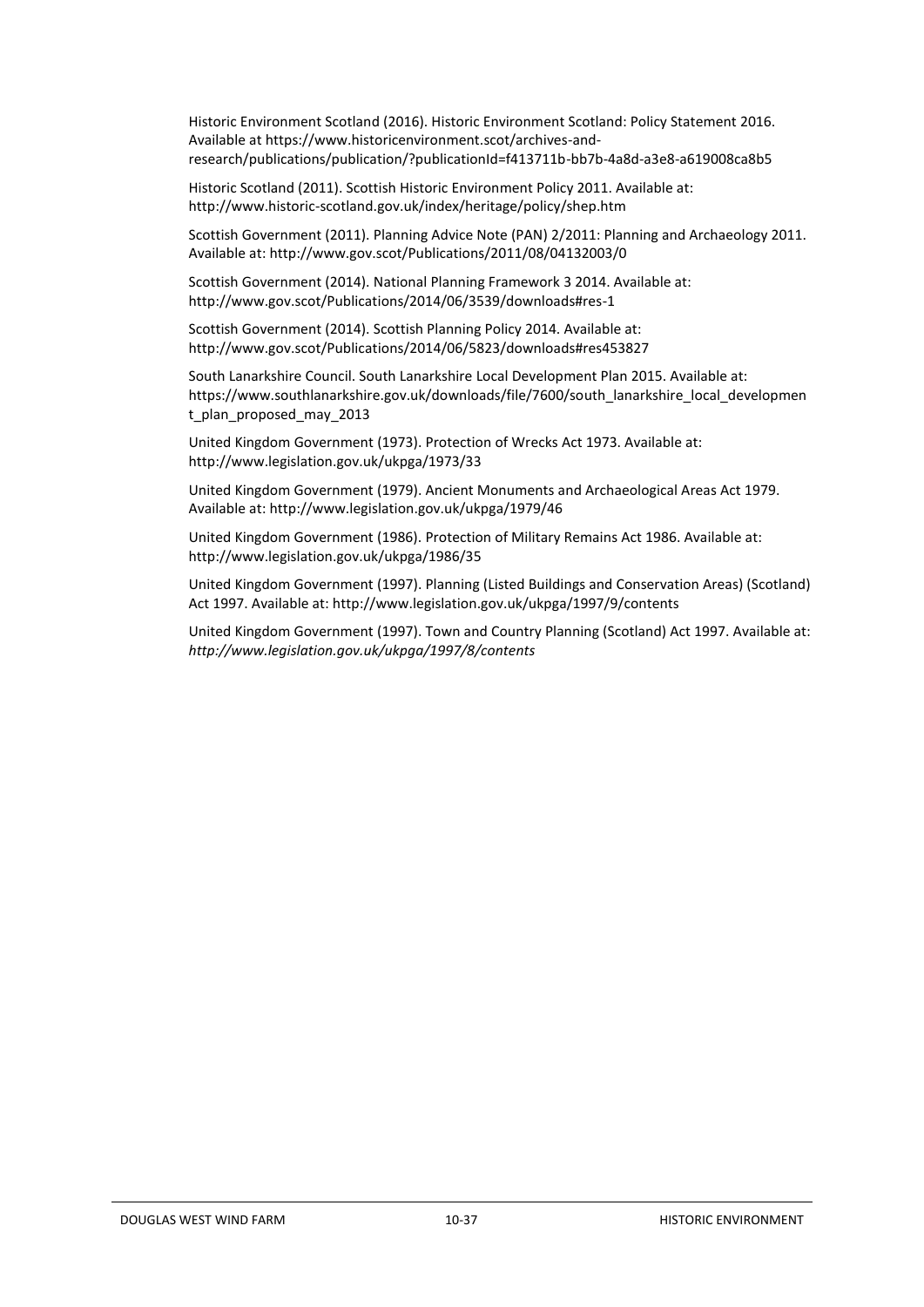Historic Environment Scotland (2016). Historic Environment Scotland: Policy Statement 2016. Available at https://www.historicenvironment.scot/archives-and-research/publications/publication/?publicationId=f413711b-bb7b-4a8d-a3e8-a619008ca8b5

Historic Scotland (2011). Scottish Historic Environment Policy 2011. Available at: http://www.historic-scotland.gov.uk/index/heritage/policy/shep.htm

Scottish Government (2011). Planning Advice Note (PAN) 2/2011: Planning and Archaeology 2011. Available at: http://www.gov.scot/Publications/2011/08/04132003/0

Scottish Government (2014). National Planning Framework 3 2014. Available at: http://www.gov.scot/Publications/2014/06/3539/downloads#res-1

Scottish Government (2014). Scottish Planning Policy 2014. Available at: http://www.gov.scot/Publications/2014/06/5823/downloads#res453827

South Lanarkshire Council. South Lanarkshire Local Development Plan 2015. Available at: https://www.southlanarkshire.gov.uk/downloads/file/7600/south_lanarkshire_local_development_plan_proposed_may_2013

United Kingdom Government (1973). Protection of Wrecks Act 1973. Available at: http://www.legislation.gov.uk/ukpga/1973/33

United Kingdom Government (1979). Ancient Monuments and Archaeological Areas Act 1979. Available at: http://www.legislation.gov.uk/ukpga/1979/46

United Kingdom Government (1986). Protection of Military Remains Act 1986. Available at: http://www.legislation.gov.uk/ukpga/1986/35

United Kingdom Government (1997). Planning (Listed Buildings and Conservation Areas) (Scotland) Act 1997. Available at: http://www.legislation.gov.uk/ukpga/1997/9/contents

United Kingdom Government (1997). Town and Country Planning (Scotland) Act 1997. Available at: *http://www.legislation.gov.uk/ukpga/1997/8/contents*